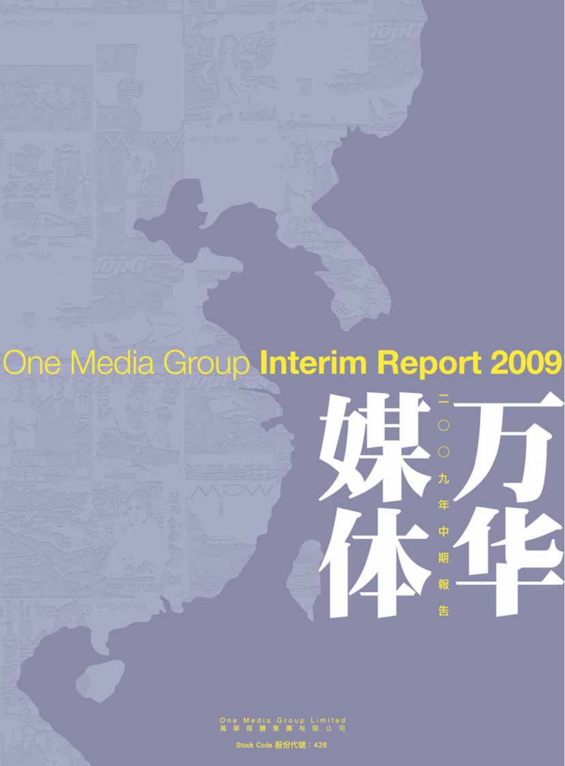# One Media Group **Interim Report 2009**

万华媒体

二〇〇九年中期報告

One Media Group Limited
萬華媒體集團有限公司

Stock Code 股份代號：426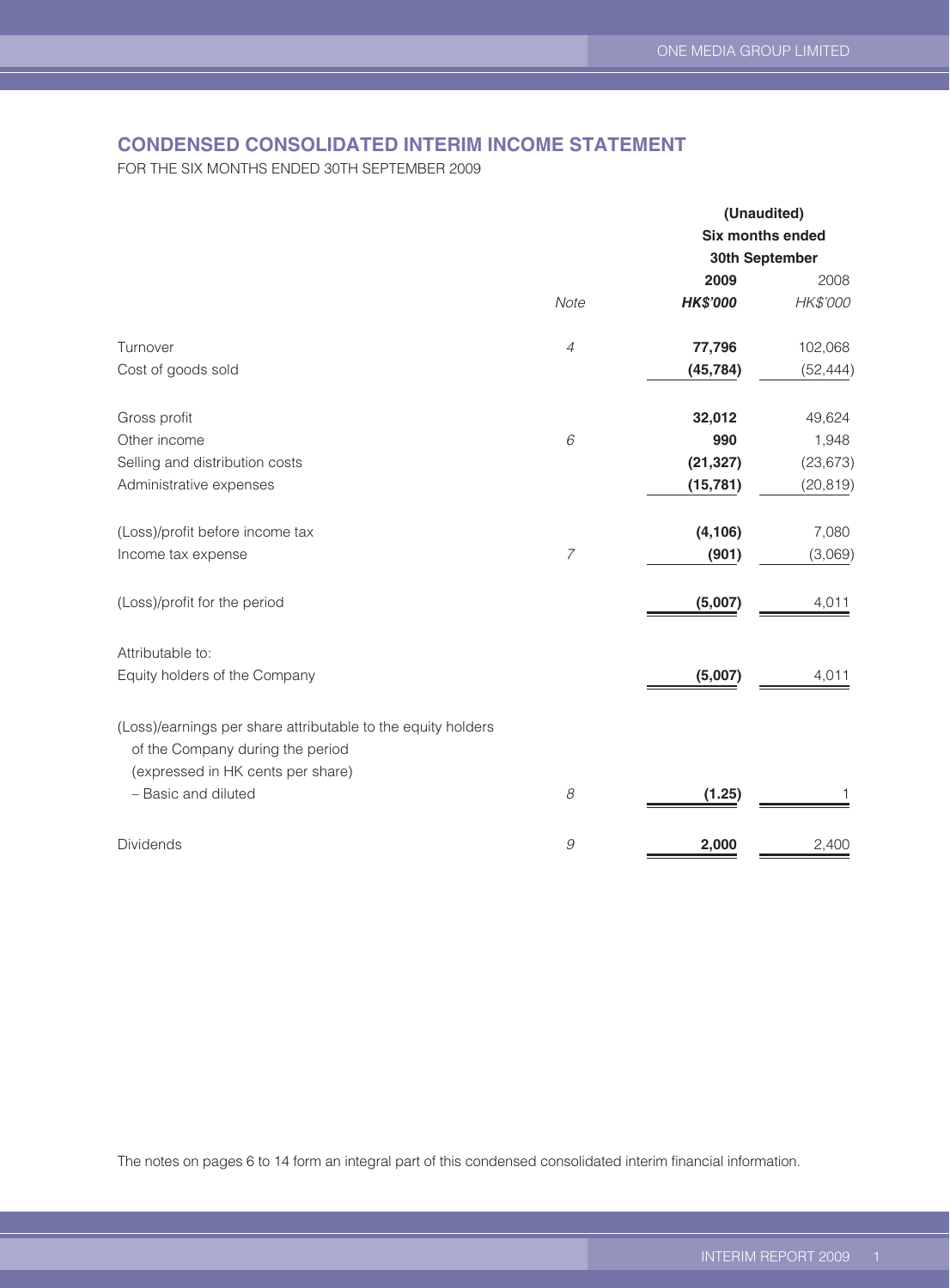## CONDENSED CONSOLIDATED INTERIM INCOME STATEMENT

FOR THE SIX MONTHS ENDED 30TH SEPTEMBER 2009

| | Note | (Unaudited) Six months ended 30th September 2009 HK$'000 | 2008 HK$'000 |
|---|---|---|---|
| Turnover | 4 | **77,796** | 102,068 |
| Cost of goods sold | | **(45,784)** | (52,444) |
| Gross profit | | **32,012** | 49,624 |
| Other income | 6 | **990** | 1,948 |
| Selling and distribution costs | | **(21,327)** | (23,673) |
| Administrative expenses | | **(15,781)** | (20,819) |
| (Loss)/profit before income tax | | **(4,106)** | 7,080 |
| Income tax expense | 7 | **(901)** | (3,069) |
| (Loss)/profit for the period | | **(5,007)** | 4,011 |
| Attributable to: | | | |
| Equity holders of the Company | | **(5,007)** | 4,011 |
| (Loss)/earnings per share attributable to the equity holders of the Company during the period (expressed in HK cents per share) | | | |
| – Basic and diluted | 8 | **(1.25)** | 1 |
| Dividends | 9 | **2,000** | 2,400 |

The notes on pages 6 to 14 form an integral part of this condensed consolidated interim financial information.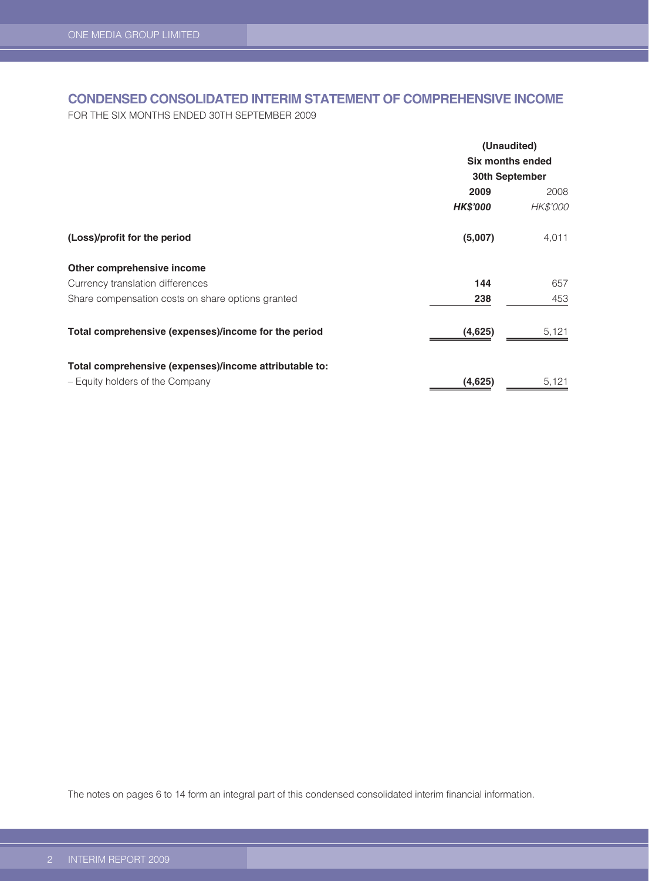## CONDENSED CONSOLIDATED INTERIM STATEMENT OF COMPREHENSIVE INCOME

FOR THE SIX MONTHS ENDED 30TH SEPTEMBER 2009

| | (Unaudited) Six months ended 30th September | |
|---|---|---|
| | **2009** | 2008 |
| | ***HK$'000*** | *HK$'000* |
| **(Loss)/profit for the period** | **(5,007)** | 4,011 |
| **Other comprehensive income** | | |
| Currency translation differences | **144** | 657 |
| Share compensation costs on share options granted | **238** | 453 |
| **Total comprehensive (expenses)/income for the period** | **(4,625)** | 5,121 |
| **Total comprehensive (expenses)/income attributable to:** | | |
| – Equity holders of the Company | **(4,625)** | 5,121 |

The notes on pages 6 to 14 form an integral part of this condensed consolidated interim financial information.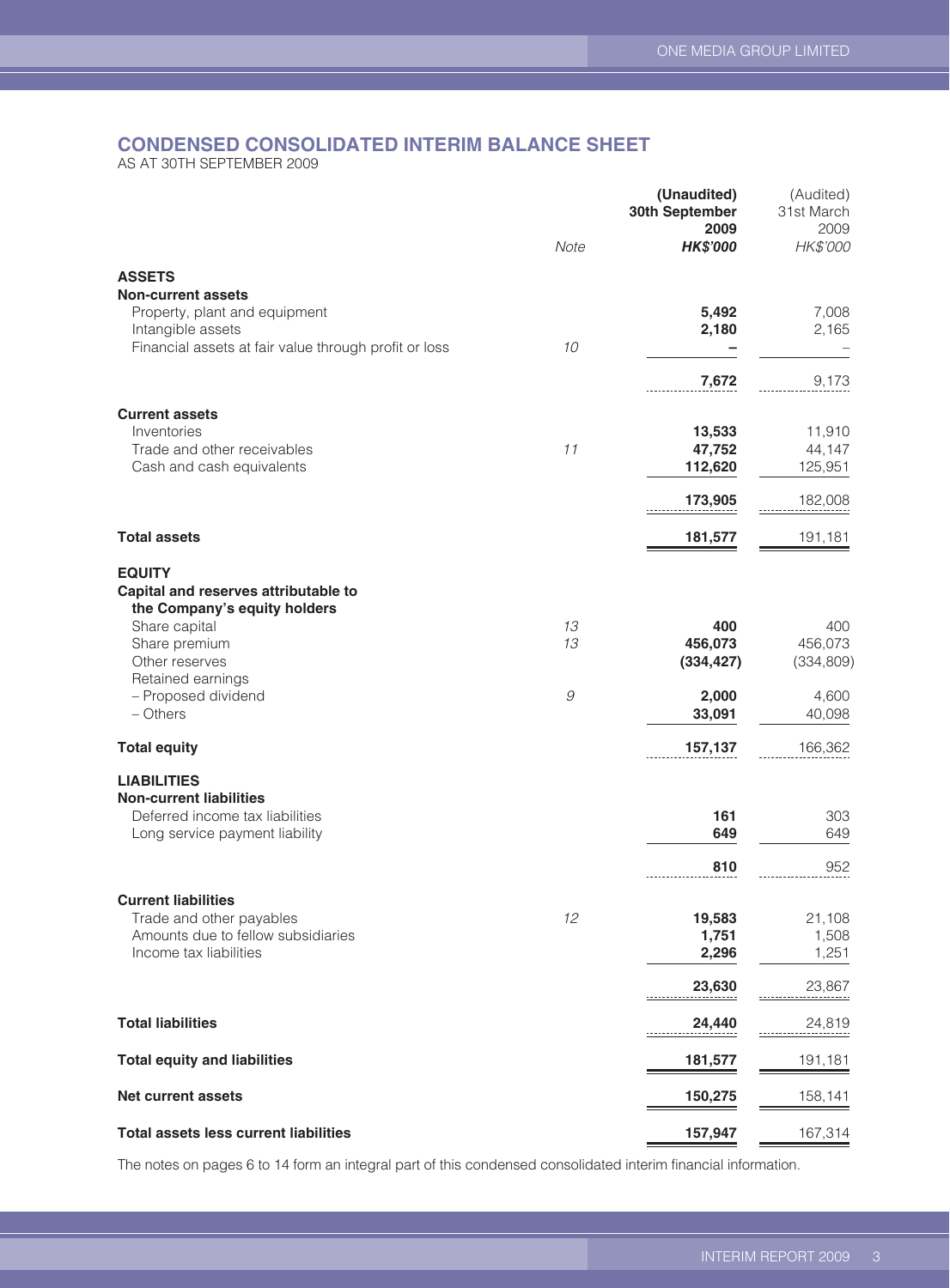## CONDENSED CONSOLIDATED INTERIM BALANCE SHEET

AS AT 30TH SEPTEMBER 2009

| | Note | (Unaudited) 30th September 2009 HK$'000 | (Audited) 31st March 2009 HK$'000 |
|---|---|---|---|
| **ASSETS** | | | |
| **Non-current assets** | | | |
| Property, plant and equipment | | **5,492** | 7,008 |
| Intangible assets | | **2,180** | 2,165 |
| Financial assets at fair value through profit or loss | 10 | **–** | – |
| | | **7,672** | 9,173 |
| **Current assets** | | | |
| Inventories | | **13,533** | 11,910 |
| Trade and other receivables | 11 | **47,752** | 44,147 |
| Cash and cash equivalents | | **112,620** | 125,951 |
| | | **173,905** | 182,008 |
| **Total assets** | | **181,577** | 191,181 |
| **EQUITY** | | | |
| **Capital and reserves attributable to the Company's equity holders** | | | |
| Share capital | 13 | **400** | 400 |
| Share premium | 13 | **456,073** | 456,073 |
| Other reserves | | **(334,427)** | (334,809) |
| Retained earnings | | | |
| – Proposed dividend | 9 | **2,000** | 4,600 |
| – Others | | **33,091** | 40,098 |
| **Total equity** | | **157,137** | 166,362 |
| **LIABILITIES** | | | |
| **Non-current liabilities** | | | |
| Deferred income tax liabilities | | **161** | 303 |
| Long service payment liability | | **649** | 649 |
| | | **810** | 952 |
| **Current liabilities** | | | |
| Trade and other payables | 12 | **19,583** | 21,108 |
| Amounts due to fellow subsidiaries | | **1,751** | 1,508 |
| Income tax liabilities | | **2,296** | 1,251 |
| | | **23,630** | 23,867 |
| **Total liabilities** | | **24,440** | 24,819 |
| **Total equity and liabilities** | | **181,577** | 191,181 |
| **Net current assets** | | **150,275** | 158,141 |
| **Total assets less current liabilities** | | **157,947** | 167,314 |

The notes on pages 6 to 14 form an integral part of this condensed consolidated interim financial information.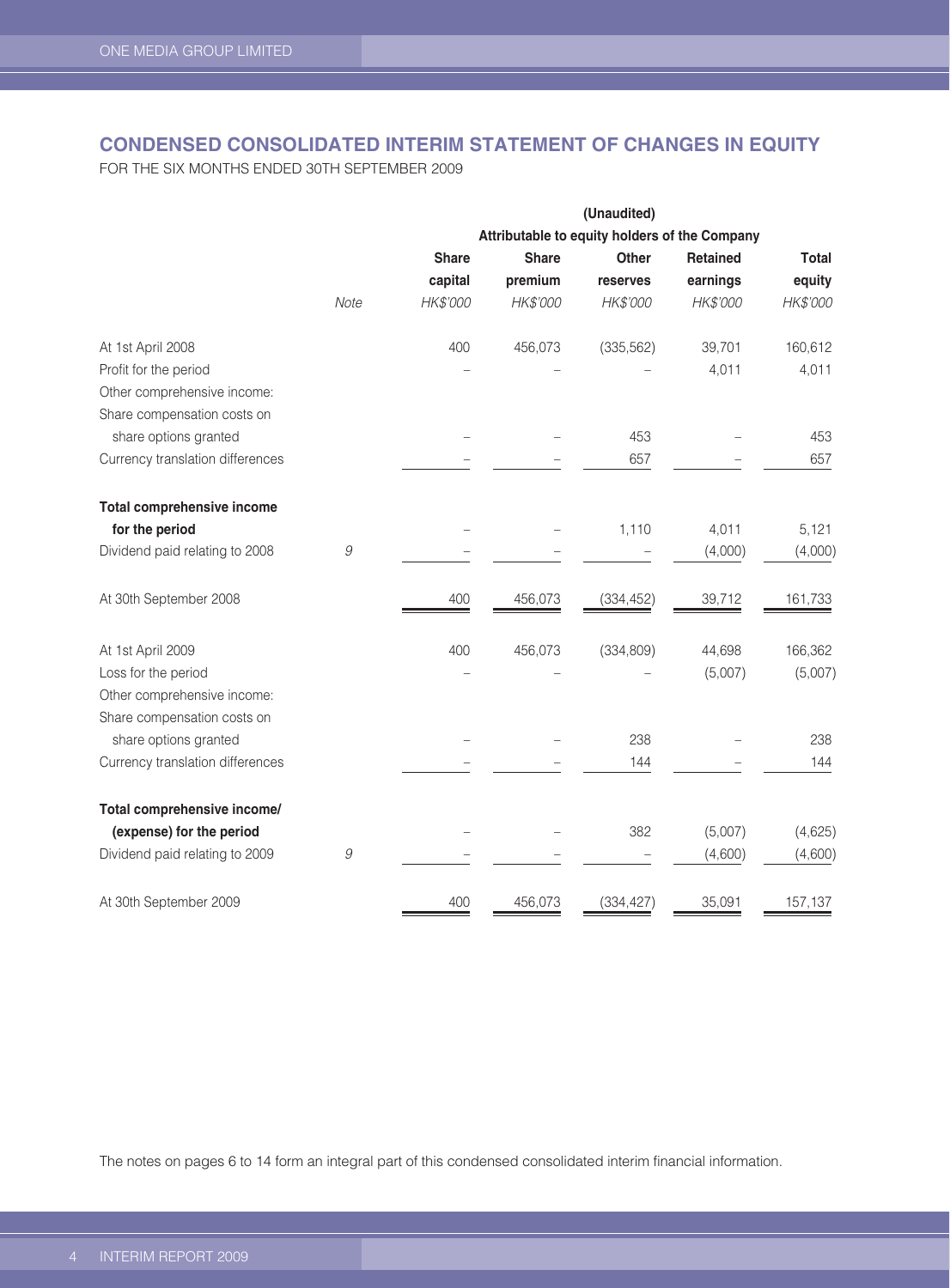## CONDENSED CONSOLIDATED INTERIM STATEMENT OF CHANGES IN EQUITY

FOR THE SIX MONTHS ENDED 30TH SEPTEMBER 2009

| | | (Unaudited) | | | | |
|---|---|---|---|---|---|---|
| | | Attributable to equity holders of the Company | | | | |
| | | **Share capital** | **Share premium** | **Other reserves** | **Retained earnings** | **Total equity** |
| | *Note* | *HK$'000* | *HK$'000* | *HK$'000* | *HK$'000* | *HK$'000* |
| At 1st April 2008 | | 400 | 456,073 | (335,562) | 39,701 | 160,612 |
| Profit for the period | | – | – | – | 4,011 | 4,011 |
| Other comprehensive income: | | | | | | |
| Share compensation costs on share options granted | | – | – | 453 | – | 453 |
| Currency translation differences | | – | – | 657 | – | 657 |
| **Total comprehensive income for the period** | | – | – | 1,110 | 4,011 | 5,121 |
| Dividend paid relating to 2008 | 9 | – | – | – | (4,000) | (4,000) |
| At 30th September 2008 | | 400 | 456,073 | (334,452) | 39,712 | 161,733 |
| At 1st April 2009 | | 400 | 456,073 | (334,809) | 44,698 | 166,362 |
| Loss for the period | | – | – | – | (5,007) | (5,007) |
| Other comprehensive income: | | | | | | |
| Share compensation costs on share options granted | | – | – | 238 | – | 238 |
| Currency translation differences | | – | – | 144 | – | 144 |
| **Total comprehensive income/ (expense) for the period** | | – | – | 382 | (5,007) | (4,625) |
| Dividend paid relating to 2009 | 9 | – | – | – | (4,600) | (4,600) |
| At 30th September 2009 | | 400 | 456,073 | (334,427) | 35,091 | 157,137 |

The notes on pages 6 to 14 form an integral part of this condensed consolidated interim financial information.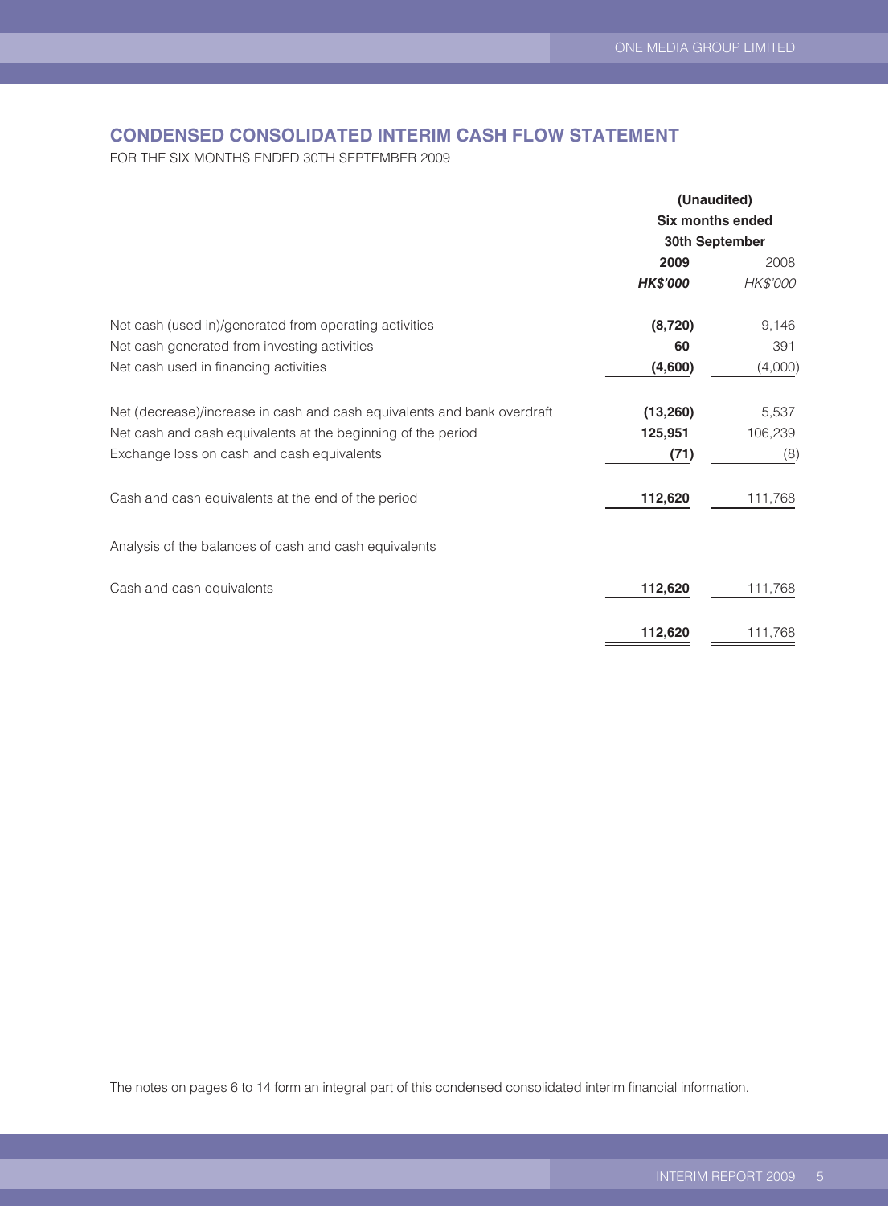## CONDENSED CONSOLIDATED INTERIM CASH FLOW STATEMENT

FOR THE SIX MONTHS ENDED 30TH SEPTEMBER 2009

| | (Unaudited) Six months ended 30th September | |
|---|---|---|
| | **2009** | 2008 |
| | ***HK$'000*** | *HK$'000* |
| Net cash (used in)/generated from operating activities | **(8,720)** | 9,146 |
| Net cash generated from investing activities | **60** | 391 |
| Net cash used in financing activities | **(4,600)** | (4,000) |
| Net (decrease)/increase in cash and cash equivalents and bank overdraft | **(13,260)** | 5,537 |
| Net cash and cash equivalents at the beginning of the period | **125,951** | 106,239 |
| Exchange loss on cash and cash equivalents | **(71)** | (8) |
| Cash and cash equivalents at the end of the period | **112,620** | 111,768 |
| Analysis of the balances of cash and cash equivalents | | |
| Cash and cash equivalents | **112,620** | 111,768 |
| | **112,620** | 111,768 |

The notes on pages 6 to 14 form an integral part of this condensed consolidated interim financial information.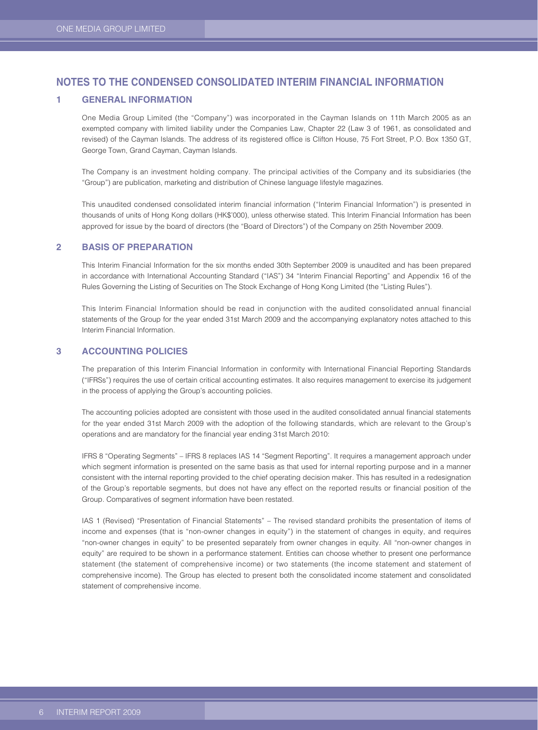# NOTES TO THE CONDENSED CONSOLIDATED INTERIM FINANCIAL INFORMATION

## 1 GENERAL INFORMATION

One Media Group Limited (the "Company") was incorporated in the Cayman Islands on 11th March 2005 as an exempted company with limited liability under the Companies Law, Chapter 22 (Law 3 of 1961, as consolidated and revised) of the Cayman Islands. The address of its registered office is Clifton House, 75 Fort Street, P.O. Box 1350 GT, George Town, Grand Cayman, Cayman Islands.

The Company is an investment holding company. The principal activities of the Company and its subsidiaries (the "Group") are publication, marketing and distribution of Chinese language lifestyle magazines.

This unaudited condensed consolidated interim financial information ("Interim Financial Information") is presented in thousands of units of Hong Kong dollars (HK$'000), unless otherwise stated. This Interim Financial Information has been approved for issue by the board of directors (the "Board of Directors") of the Company on 25th November 2009.

## 2 BASIS OF PREPARATION

This Interim Financial Information for the six months ended 30th September 2009 is unaudited and has been prepared in accordance with International Accounting Standard ("IAS") 34 "Interim Financial Reporting" and Appendix 16 of the Rules Governing the Listing of Securities on The Stock Exchange of Hong Kong Limited (the "Listing Rules").

This Interim Financial Information should be read in conjunction with the audited consolidated annual financial statements of the Group for the year ended 31st March 2009 and the accompanying explanatory notes attached to this Interim Financial Information.

## 3 ACCOUNTING POLICIES

The preparation of this Interim Financial Information in conformity with International Financial Reporting Standards ("IFRSs") requires the use of certain critical accounting estimates. It also requires management to exercise its judgement in the process of applying the Group's accounting policies.

The accounting policies adopted are consistent with those used in the audited consolidated annual financial statements for the year ended 31st March 2009 with the adoption of the following standards, which are relevant to the Group's operations and are mandatory for the financial year ending 31st March 2010:

IFRS 8 "Operating Segments" – IFRS 8 replaces IAS 14 "Segment Reporting". It requires a management approach under which segment information is presented on the same basis as that used for internal reporting purpose and in a manner consistent with the internal reporting provided to the chief operating decision maker. This has resulted in a redesignation of the Group's reportable segments, but does not have any effect on the reported results or financial position of the Group. Comparatives of segment information have been restated.

IAS 1 (Revised) "Presentation of Financial Statements" – The revised standard prohibits the presentation of items of income and expenses (that is "non-owner changes in equity") in the statement of changes in equity, and requires "non-owner changes in equity" to be presented separately from owner changes in equity. All "non-owner changes in equity" are required to be shown in a performance statement. Entities can choose whether to present one performance statement (the statement of comprehensive income) or two statements (the income statement and statement of comprehensive income). The Group has elected to present both the consolidated income statement and consolidated statement of comprehensive income.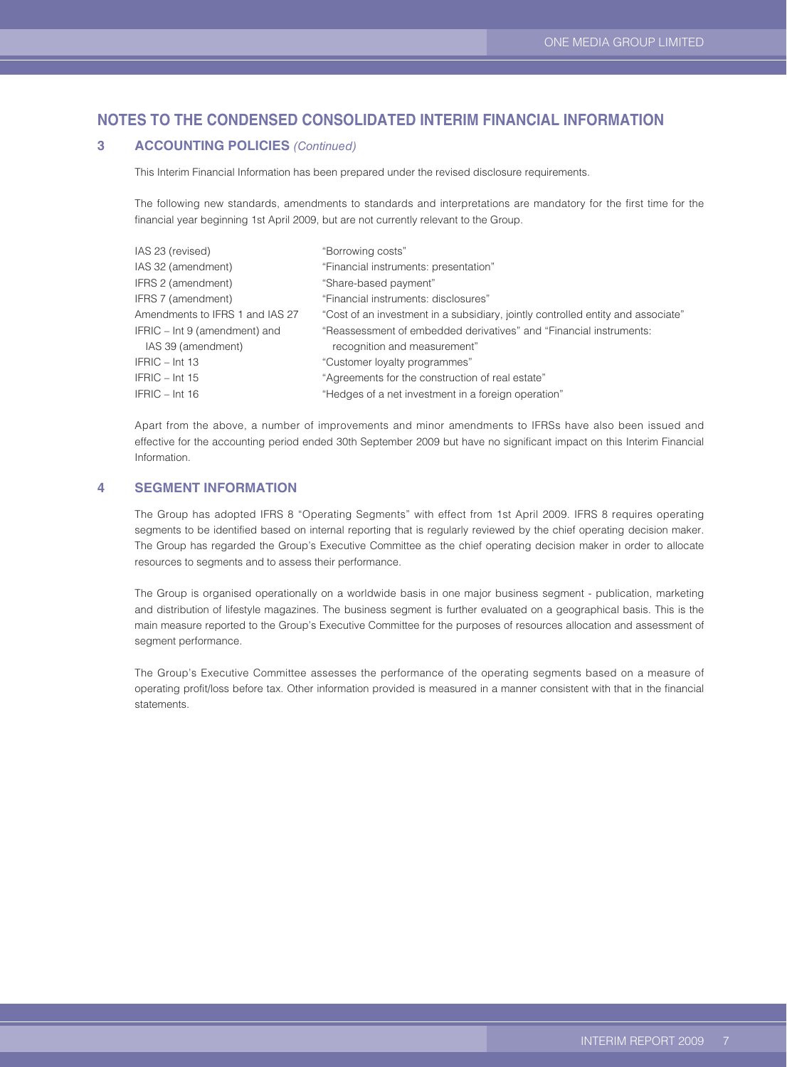# NOTES TO THE CONDENSED CONSOLIDATED INTERIM FINANCIAL INFORMATION

## 3 ACCOUNTING POLICIES *(Continued)*

This Interim Financial Information has been prepared under the revised disclosure requirements.

The following new standards, amendments to standards and interpretations are mandatory for the first time for the financial year beginning 1st April 2009, but are not currently relevant to the Group.

| | |
|---|---|
| IAS 23 (revised) | "Borrowing costs" |
| IAS 32 (amendment) | "Financial instruments: presentation" |
| IFRS 2 (amendment) | "Share-based payment" |
| IFRS 7 (amendment) | "Financial instruments: disclosures" |
| Amendments to IFRS 1 and IAS 27 | "Cost of an investment in a subsidiary, jointly controlled entity and associate" |
| IFRIC – Int 9 (amendment) and IAS 39 (amendment) | "Reassessment of embedded derivatives" and "Financial instruments: recognition and measurement" |
| IFRIC – Int 13 | "Customer loyalty programmes" |
| IFRIC – Int 15 | "Agreements for the construction of real estate" |
| IFRIC – Int 16 | "Hedges of a net investment in a foreign operation" |

Apart from the above, a number of improvements and minor amendments to IFRSs have also been issued and effective for the accounting period ended 30th September 2009 but have no significant impact on this Interim Financial Information.

## 4 SEGMENT INFORMATION

The Group has adopted IFRS 8 "Operating Segments" with effect from 1st April 2009. IFRS 8 requires operating segments to be identified based on internal reporting that is regularly reviewed by the chief operating decision maker. The Group has regarded the Group's Executive Committee as the chief operating decision maker in order to allocate resources to segments and to assess their performance.

The Group is organised operationally on a worldwide basis in one major business segment - publication, marketing and distribution of lifestyle magazines. The business segment is further evaluated on a geographical basis. This is the main measure reported to the Group's Executive Committee for the purposes of resources allocation and assessment of segment performance.

The Group's Executive Committee assesses the performance of the operating segments based on a measure of operating profit/loss before tax. Other information provided is measured in a manner consistent with that in the financial statements.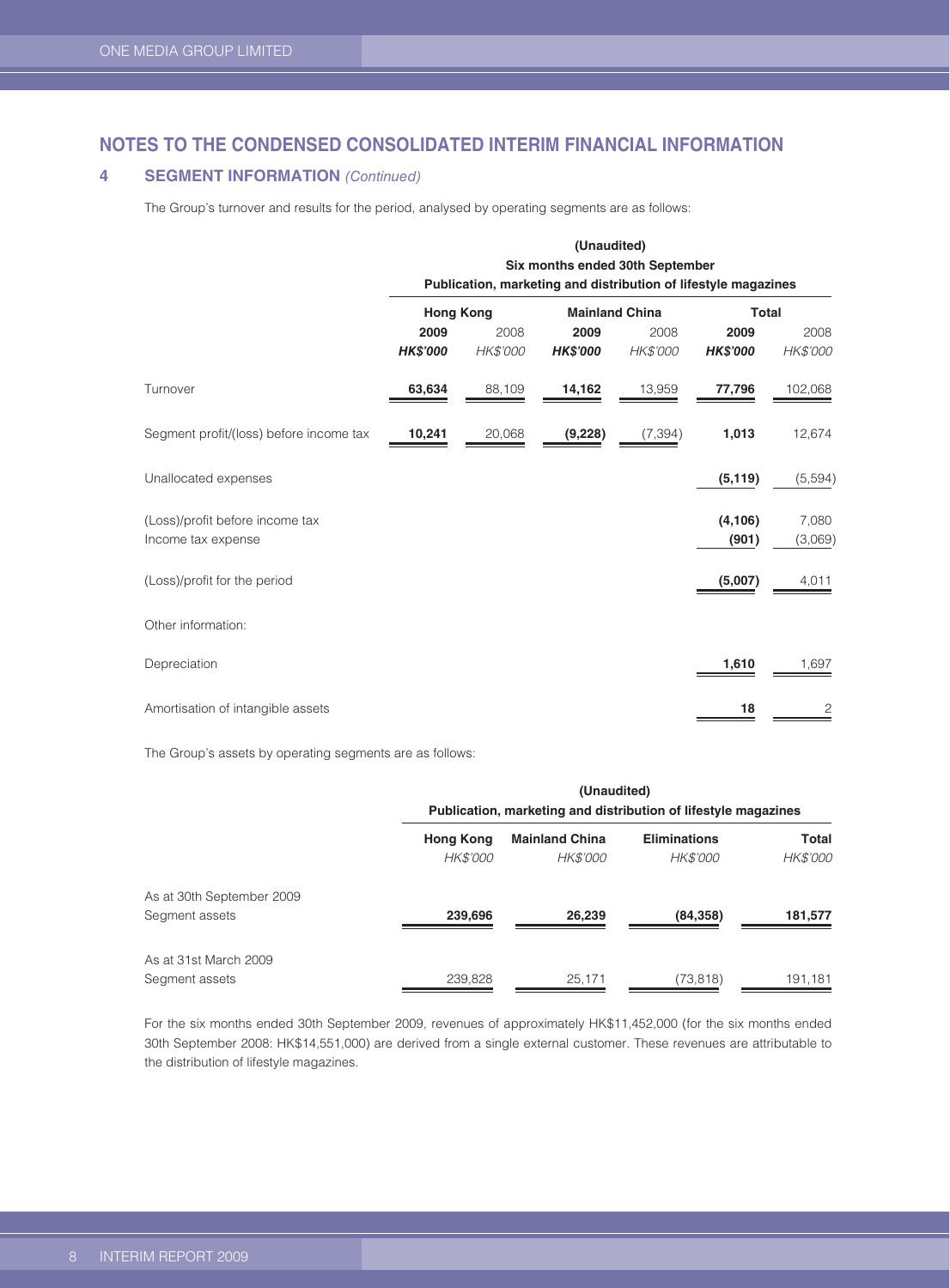## NOTES TO THE CONDENSED CONSOLIDATED INTERIM FINANCIAL INFORMATION

### 4 SEGMENT INFORMATION *(Continued)*

The Group's turnover and results for the period, analysed by operating segments are as follows:

| | (Unaudited) Six months ended 30th September Publication, marketing and distribution of lifestyle magazines | | | | | |
|---|---|---|---|---|---|---|
| | Hong Kong | | Mainland China | | Total | |
| | **2009** | 2008 | **2009** | 2008 | **2009** | 2008 |
| | ***HK$'000*** | *HK$'000* | ***HK$'000*** | *HK$'000* | ***HK$'000*** | *HK$'000* |
| Turnover | **63,634** | 88,109 | **14,162** | 13,959 | **77,796** | 102,068 |
| Segment profit/(loss) before income tax | **10,241** | 20,068 | **(9,228)** | (7,394) | **1,013** | 12,674 |
| Unallocated expenses | | | | | **(5,119)** | (5,594) |
| (Loss)/profit before income tax | | | | | **(4,106)** | 7,080 |
| Income tax expense | | | | | **(901)** | (3,069) |
| (Loss)/profit for the period | | | | | **(5,007)** | 4,011 |
| Other information: | | | | | | |
| Depreciation | | | | | **1,610** | 1,697 |
| Amortisation of intangible assets | | | | | **18** | 2 |

The Group's assets by operating segments are as follows:

| | (Unaudited) Publication, marketing and distribution of lifestyle magazines | | | |
|---|---|---|---|---|
| | **Hong Kong** | **Mainland China** | **Eliminations** | **Total** |
| | *HK$'000* | *HK$'000* | *HK$'000* | *HK$'000* |
| As at 30th September 2009 | | | | |
| Segment assets | **239,696** | **26,239** | **(84,358)** | **181,577** |
| As at 31st March 2009 | | | | |
| Segment assets | 239,828 | 25,171 | (73,818) | 191,181 |

For the six months ended 30th September 2009, revenues of approximately HK$11,452,000 (for the six months ended 30th September 2008: HK$14,551,000) are derived from a single external customer. These revenues are attributable to the distribution of lifestyle magazines.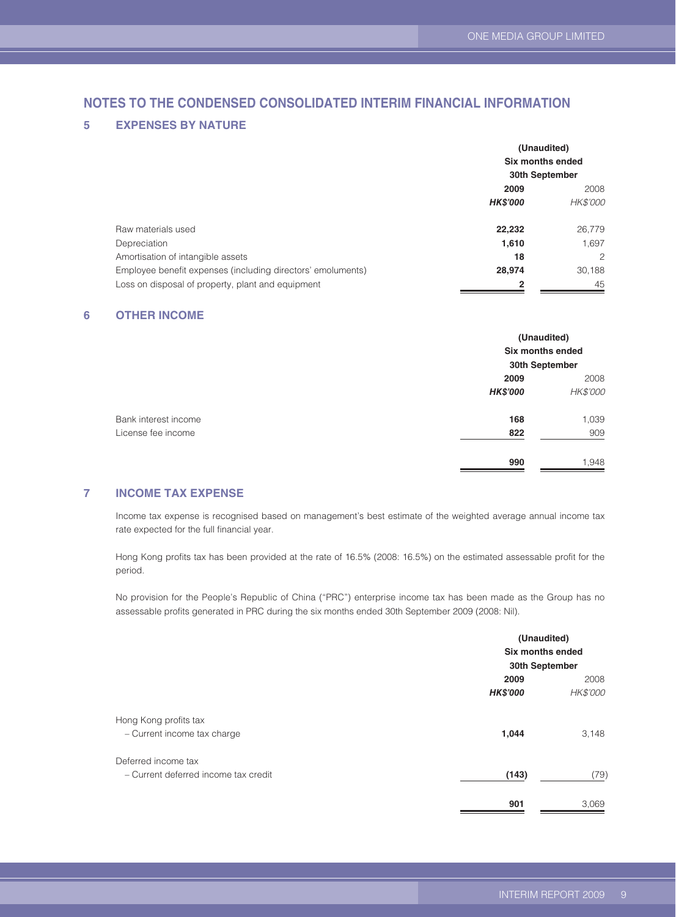# NOTES TO THE CONDENSED CONSOLIDATED INTERIM FINANCIAL INFORMATION

## 5 EXPENSES BY NATURE

| | (Unaudited) Six months ended 30th September | |
|---|---|---|
| | **2009** | 2008 |
| | ***HK$'000*** | *HK$'000* |
| Raw materials used | **22,232** | 26,779 |
| Depreciation | **1,610** | 1,697 |
| Amortisation of intangible assets | **18** | 2 |
| Employee benefit expenses (including directors' emoluments) | **28,974** | 30,188 |
| Loss on disposal of property, plant and equipment | **2** | 45 |

## 6 OTHER INCOME

| | (Unaudited) Six months ended 30th September | |
|---|---|---|
| | **2009** | 2008 |
| | ***HK$'000*** | *HK$'000* |
| Bank interest income | **168** | 1,039 |
| License fee income | **822** | 909 |
| | **990** | 1,948 |

## 7 INCOME TAX EXPENSE

Income tax expense is recognised based on management's best estimate of the weighted average annual income tax rate expected for the full financial year.

Hong Kong profits tax has been provided at the rate of 16.5% (2008: 16.5%) on the estimated assessable profit for the period.

No provision for the People's Republic of China ("PRC") enterprise income tax has been made as the Group has no assessable profits generated in PRC during the six months ended 30th September 2009 (2008: Nil).

| | (Unaudited) Six months ended 30th September | |
|---|---|---|
| | **2009** | 2008 |
| | ***HK$'000*** | *HK$'000* |
| Hong Kong profits tax | | |
| – Current income tax charge | **1,044** | 3,148 |
| Deferred income tax | | |
| – Current deferred income tax credit | **(143)** | (79) |
| | **901** | 3,069 |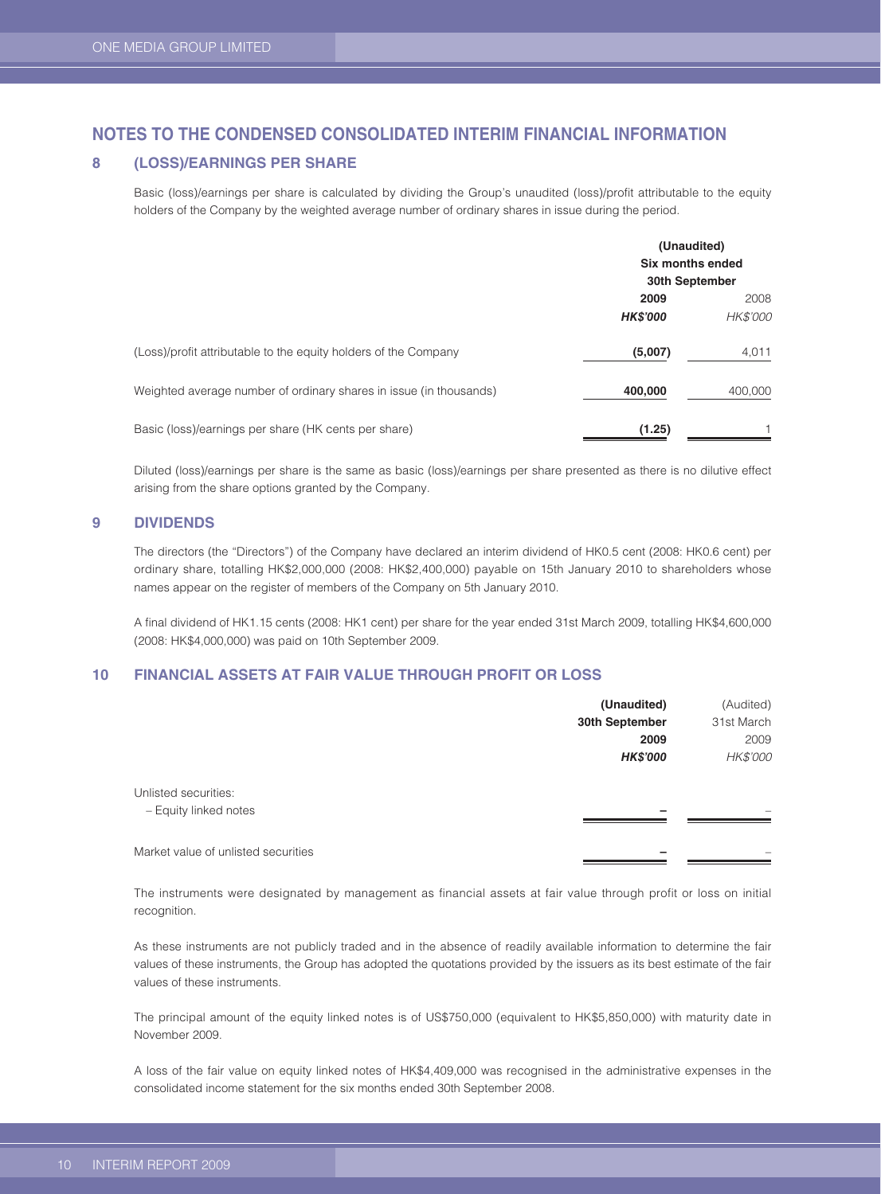## NOTES TO THE CONDENSED CONSOLIDATED INTERIM FINANCIAL INFORMATION

### 8 (LOSS)/EARNINGS PER SHARE

Basic (loss)/earnings per share is calculated by dividing the Group's unaudited (loss)/profit attributable to the equity holders of the Company by the weighted average number of ordinary shares in issue during the period.

| | (Unaudited) Six months ended 30th September | |
|---|---|---|
| | **2009** | 2008 |
| | ***HK$'000*** | *HK$'000* |
| (Loss)/profit attributable to the equity holders of the Company | **(5,007)** | 4,011 |
| Weighted average number of ordinary shares in issue (in thousands) | **400,000** | 400,000 |
| Basic (loss)/earnings per share (HK cents per share) | **(1.25)** | 1 |

Diluted (loss)/earnings per share is the same as basic (loss)/earnings per share presented as there is no dilutive effect arising from the share options granted by the Company.

### 9 DIVIDENDS

The directors (the "Directors") of the Company have declared an interim dividend of HK0.5 cent (2008: HK0.6 cent) per ordinary share, totalling HK$2,000,000 (2008: HK$2,400,000) payable on 15th January 2010 to shareholders whose names appear on the register of members of the Company on 5th January 2010.

A final dividend of HK1.15 cents (2008: HK1 cent) per share for the year ended 31st March 2009, totalling HK$4,600,000 (2008: HK$4,000,000) was paid on 10th September 2009.

### 10 FINANCIAL ASSETS AT FAIR VALUE THROUGH PROFIT OR LOSS

| | **(Unaudited) 30th September 2009** | (Audited) 31st March 2009 |
|---|---|---|
| | ***HK$'000*** | *HK$'000* |
| Unlisted securities: | | |
| – Equity linked notes | **–** | – |
| Market value of unlisted securities | **–** | – |

The instruments were designated by management as financial assets at fair value through profit or loss on initial recognition.

As these instruments are not publicly traded and in the absence of readily available information to determine the fair values of these instruments, the Group has adopted the quotations provided by the issuers as its best estimate of the fair values of these instruments.

The principal amount of the equity linked notes is of US$750,000 (equivalent to HK$5,850,000) with maturity date in November 2009.

A loss of the fair value on equity linked notes of HK$4,409,000 was recognised in the administrative expenses in the consolidated income statement for the six months ended 30th September 2008.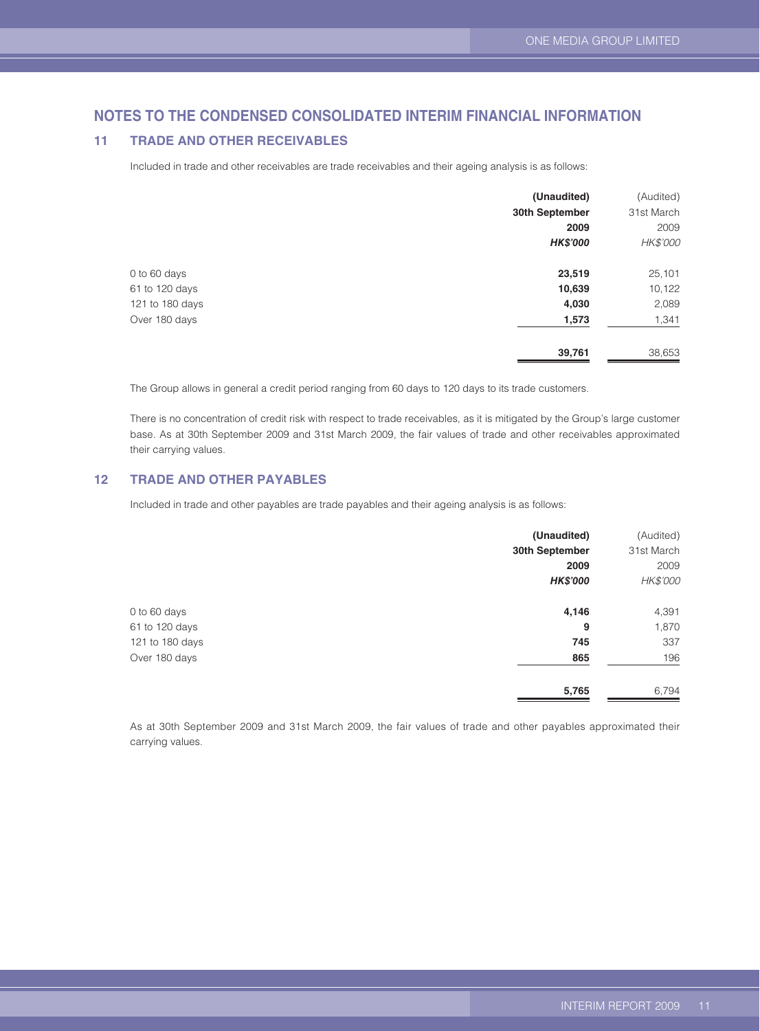# NOTES TO THE CONDENSED CONSOLIDATED INTERIM FINANCIAL INFORMATION

## 11 TRADE AND OTHER RECEIVABLES

Included in trade and other receivables are trade receivables and their ageing analysis is as follows:

| | **(Unaudited)**<br>**30th September**<br>**2009**<br>***HK$'000*** | (Audited)<br>31st March<br>2009<br>*HK$'000* |
|---|---|---|
| 0 to 60 days | **23,519** | 25,101 |
| 61 to 120 days | **10,639** | 10,122 |
| 121 to 180 days | **4,030** | 2,089 |
| Over 180 days | **1,573** | 1,341 |
| | **39,761** | 38,653 |

The Group allows in general a credit period ranging from 60 days to 120 days to its trade customers.

There is no concentration of credit risk with respect to trade receivables, as it is mitigated by the Group's large customer base. As at 30th September 2009 and 31st March 2009, the fair values of trade and other receivables approximated their carrying values.

## 12 TRADE AND OTHER PAYABLES

Included in trade and other payables are trade payables and their ageing analysis is as follows:

| | **(Unaudited)**<br>**30th September**<br>**2009**<br>***HK$'000*** | (Audited)<br>31st March<br>2009<br>*HK$'000* |
|---|---|---|
| 0 to 60 days | **4,146** | 4,391 |
| 61 to 120 days | **9** | 1,870 |
| 121 to 180 days | **745** | 337 |
| Over 180 days | **865** | 196 |
| | **5,765** | 6,794 |

As at 30th September 2009 and 31st March 2009, the fair values of trade and other payables approximated their carrying values.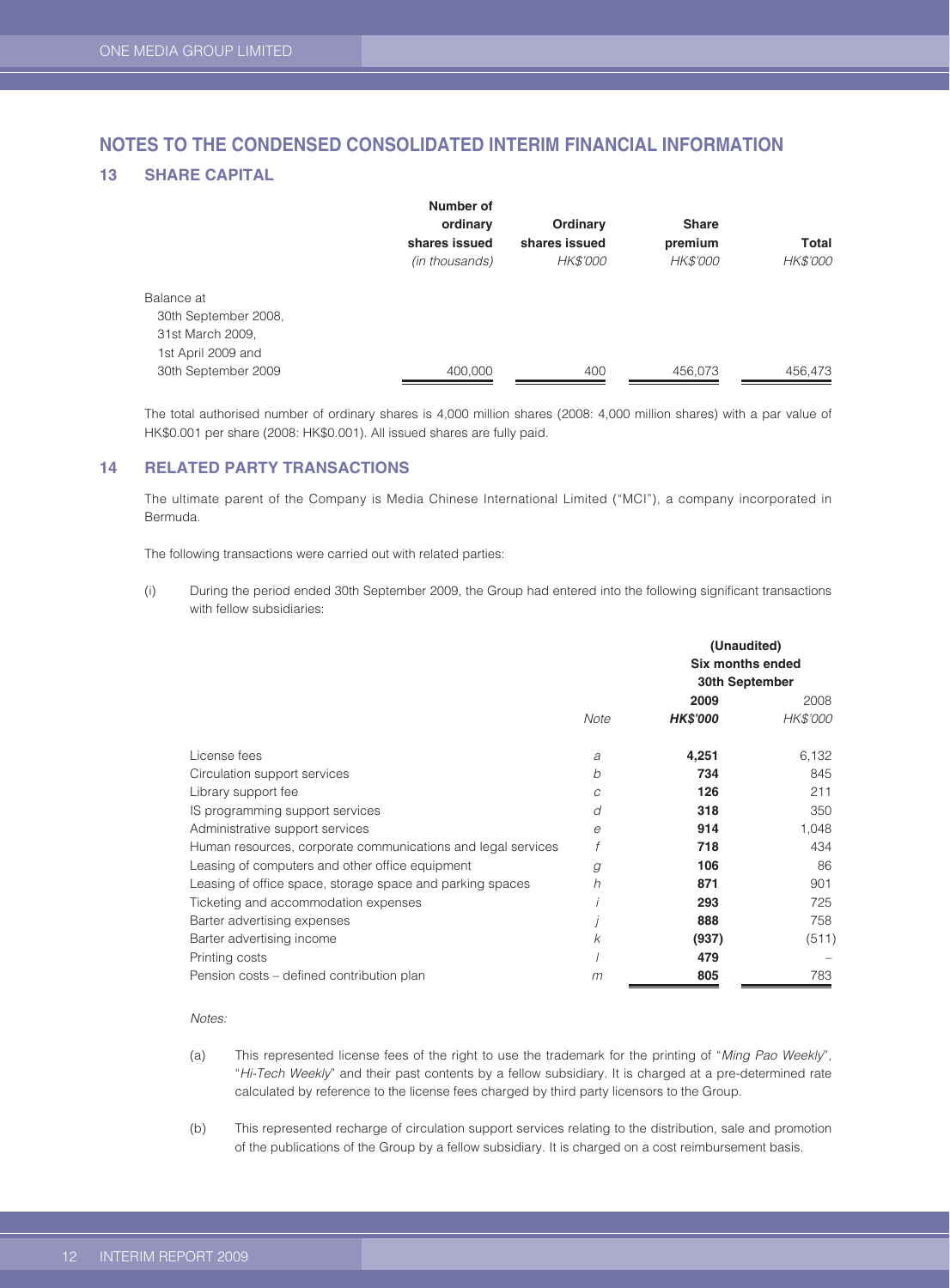# NOTES TO THE CONDENSED CONSOLIDATED INTERIM FINANCIAL INFORMATION

## 13 SHARE CAPITAL

| | Number of ordinary shares issued *(in thousands)* | Ordinary shares issued *HK$'000* | Share premium *HK$'000* | Total *HK$'000* |
|---|---|---|---|---|
| Balance at 30th September 2008, 31st March 2009, 1st April 2009 and 30th September 2009 | 400,000 | 400 | 456,073 | 456,473 |

The total authorised number of ordinary shares is 4,000 million shares (2008: 4,000 million shares) with a par value of HK$0.001 per share (2008: HK$0.001). All issued shares are fully paid.

## 14 RELATED PARTY TRANSACTIONS

The ultimate parent of the Company is Media Chinese International Limited ("MCI"), a company incorporated in Bermuda.

The following transactions were carried out with related parties:

(i) During the period ended 30th September 2009, the Group had entered into the following significant transactions with fellow subsidiaries:

| | | (Unaudited) Six months ended 30th September | |
|---|---|---|---|
| | *Note* | **2009** ***HK$'000*** | 2008 *HK$'000* |
| License fees | *a* | **4,251** | 6,132 |
| Circulation support services | *b* | **734** | 845 |
| Library support fee | *c* | **126** | 211 |
| IS programming support services | *d* | **318** | 350 |
| Administrative support services | *e* | **914** | 1,048 |
| Human resources, corporate communications and legal services | *f* | **718** | 434 |
| Leasing of computers and other office equipment | *g* | **106** | 86 |
| Leasing of office space, storage space and parking spaces | *h* | **871** | 901 |
| Ticketing and accommodation expenses | *i* | **293** | 725 |
| Barter advertising expenses | *j* | **888** | 758 |
| Barter advertising income | *k* | **(937)** | (511) |
| Printing costs | *l* | **479** | – |
| Pension costs – defined contribution plan | *m* | **805** | 783 |

*Notes:*

(a) This represented license fees of the right to use the trademark for the printing of "*Ming Pao Weekly*", "*Hi-Tech Weekly*" and their past contents by a fellow subsidiary. It is charged at a pre-determined rate calculated by reference to the license fees charged by third party licensors to the Group.

(b) This represented recharge of circulation support services relating to the distribution, sale and promotion of the publications of the Group by a fellow subsidiary. It is charged on a cost reimbursement basis.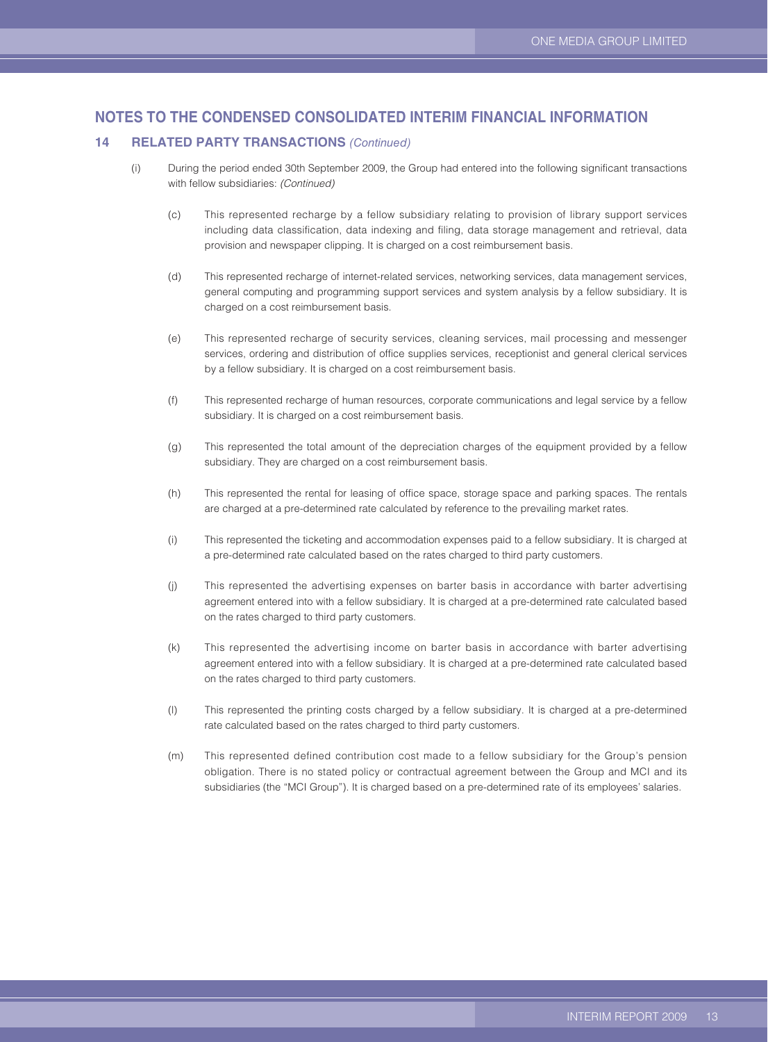## NOTES TO THE CONDENSED CONSOLIDATED INTERIM FINANCIAL INFORMATION

### 14 RELATED PARTY TRANSACTIONS *(Continued)*

(i) During the period ended 30th September 2009, the Group had entered into the following significant transactions with fellow subsidiaries: *(Continued)*

(c) This represented recharge by a fellow subsidiary relating to provision of library support services including data classification, data indexing and filing, data storage management and retrieval, data provision and newspaper clipping. It is charged on a cost reimbursement basis.

(d) This represented recharge of internet-related services, networking services, data management services, general computing and programming support services and system analysis by a fellow subsidiary. It is charged on a cost reimbursement basis.

(e) This represented recharge of security services, cleaning services, mail processing and messenger services, ordering and distribution of office supplies services, receptionist and general clerical services by a fellow subsidiary. It is charged on a cost reimbursement basis.

(f) This represented recharge of human resources, corporate communications and legal service by a fellow subsidiary. It is charged on a cost reimbursement basis.

(g) This represented the total amount of the depreciation charges of the equipment provided by a fellow subsidiary. They are charged on a cost reimbursement basis.

(h) This represented the rental for leasing of office space, storage space and parking spaces. The rentals are charged at a pre-determined rate calculated by reference to the prevailing market rates.

(i) This represented the ticketing and accommodation expenses paid to a fellow subsidiary. It is charged at a pre-determined rate calculated based on the rates charged to third party customers.

(j) This represented the advertising expenses on barter basis in accordance with barter advertising agreement entered into with a fellow subsidiary. It is charged at a pre-determined rate calculated based on the rates charged to third party customers.

(k) This represented the advertising income on barter basis in accordance with barter advertising agreement entered into with a fellow subsidiary. It is charged at a pre-determined rate calculated based on the rates charged to third party customers.

(l) This represented the printing costs charged by a fellow subsidiary. It is charged at a pre-determined rate calculated based on the rates charged to third party customers.

(m) This represented defined contribution cost made to a fellow subsidiary for the Group's pension obligation. There is no stated policy or contractual agreement between the Group and MCI and its subsidiaries (the "MCI Group"). It is charged based on a pre-determined rate of its employees' salaries.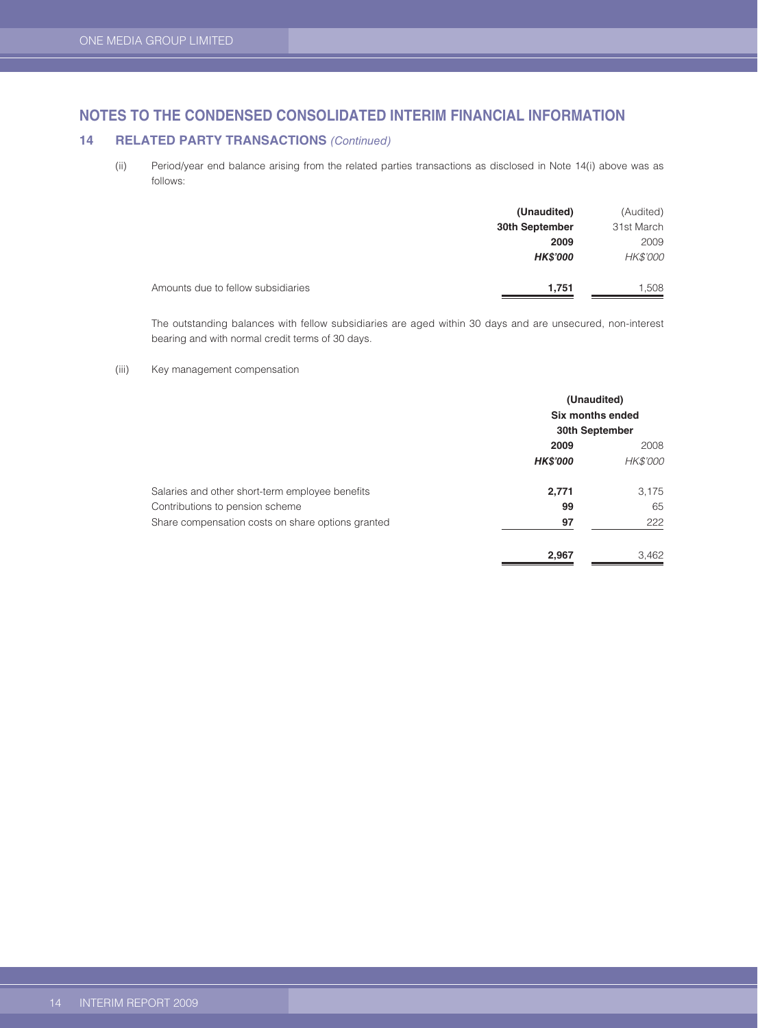## NOTES TO THE CONDENSED CONSOLIDATED INTERIM FINANCIAL INFORMATION

### 14 RELATED PARTY TRANSACTIONS *(Continued)*

(ii) Period/year end balance arising from the related parties transactions as disclosed in Note 14(i) above was as follows:

| | **(Unaudited)** | (Audited) |
|---|---|---|
| | **30th September** | 31st March |
| | **2009** | 2009 |
| | ***HK$'000*** | *HK$'000* |
| Amounts due to fellow subsidiaries | **1,751** | 1,508 |

The outstanding balances with fellow subsidiaries are aged within 30 days and are unsecured, non-interest bearing and with normal credit terms of 30 days.

(iii) Key management compensation

| | **(Unaudited)** | |
|---|---|---|
| | **Six months ended** | |
| | **30th September** | |
| | **2009** | 2008 |
| | ***HK$'000*** | *HK$'000* |
| Salaries and other short-term employee benefits | **2,771** | 3,175 |
| Contributions to pension scheme | **99** | 65 |
| Share compensation costs on share options granted | **97** | 222 |
| | **2,967** | 3,462 |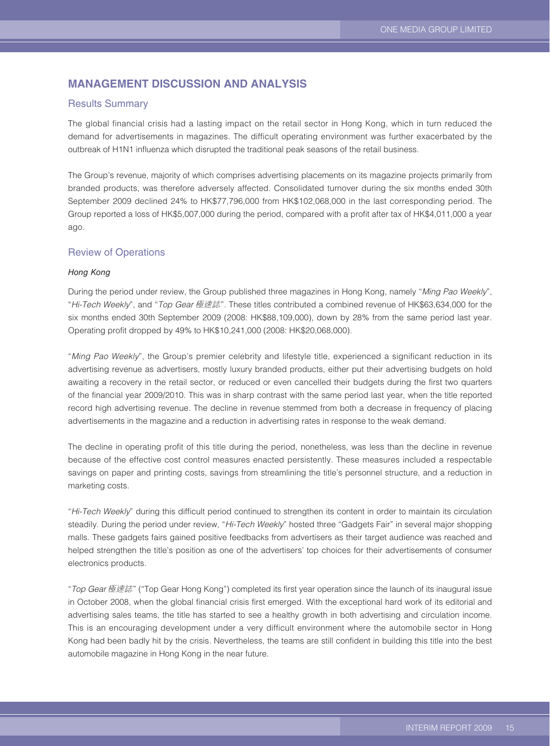## MANAGEMENT DISCUSSION AND ANALYSIS

### Results Summary

The global financial crisis had a lasting impact on the retail sector in Hong Kong, which in turn reduced the demand for advertisements in magazines. The difficult operating environment was further exacerbated by the outbreak of H1N1 influenza which disrupted the traditional peak seasons of the retail business.

The Group's revenue, majority of which comprises advertising placements on its magazine projects primarily from branded products, was therefore adversely affected. Consolidated turnover during the six months ended 30th September 2009 declined 24% to HK$77,796,000 from HK$102,068,000 in the last corresponding period. The Group reported a loss of HK$5,007,000 during the period, compared with a profit after tax of HK$4,011,000 a year ago.

### Review of Operations

#### *Hong Kong*

During the period under review, the Group published three magazines in Hong Kong, namely "*Ming Pao Weekly*", "*Hi-Tech Weekly*", and "*Top Gear 極速誌*". These titles contributed a combined revenue of HK$63,634,000 for the six months ended 30th September 2009 (2008: HK$88,109,000), down by 28% from the same period last year. Operating profit dropped by 49% to HK$10,241,000 (2008: HK$20,068,000).

"*Ming Pao Weekly*", the Group's premier celebrity and lifestyle title, experienced a significant reduction in its advertising revenue as advertisers, mostly luxury branded products, either put their advertising budgets on hold awaiting a recovery in the retail sector, or reduced or even cancelled their budgets during the first two quarters of the financial year 2009/2010. This was in sharp contrast with the same period last year, when the title reported record high advertising revenue. The decline in revenue stemmed from both a decrease in frequency of placing advertisements in the magazine and a reduction in advertising rates in response to the weak demand.

The decline in operating profit of this title during the period, nonetheless, was less than the decline in revenue because of the effective cost control measures enacted persistently. These measures included a respectable savings on paper and printing costs, savings from streamlining the title's personnel structure, and a reduction in marketing costs.

"*Hi-Tech Weekly*" during this difficult period continued to strengthen its content in order to maintain its circulation steadily. During the period under review, "*Hi-Tech Weekly*" hosted three "Gadgets Fair" in several major shopping malls. These gadgets fairs gained positive feedbacks from advertisers as their target audience was reached and helped strengthen the title's position as one of the advertisers' top choices for their advertisements of consumer electronics products.

"*Top Gear 極速誌*" ("Top Gear Hong Kong") completed its first year operation since the launch of its inaugural issue in October 2008, when the global financial crisis first emerged. With the exceptional hard work of its editorial and advertising sales teams, the title has started to see a healthy growth in both advertising and circulation income. This is an encouraging development under a very difficult environment where the automobile sector in Hong Kong had been badly hit by the crisis. Nevertheless, the teams are still confident in building this title into the best automobile magazine in Hong Kong in the near future.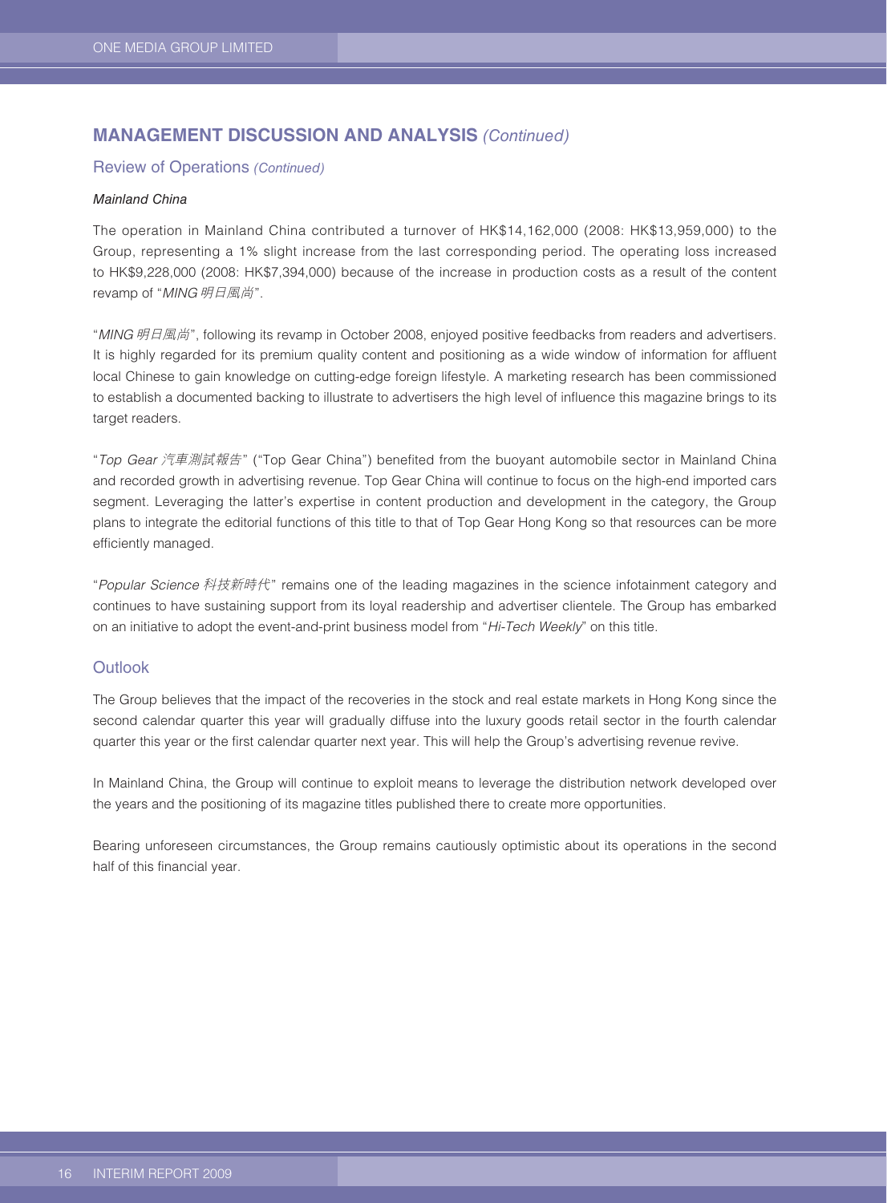## MANAGEMENT DISCUSSION AND ANALYSIS *(Continued)*

### Review of Operations *(Continued)*

#### *Mainland China*

The operation in Mainland China contributed a turnover of HK$14,162,000 (2008: HK$13,959,000) to the Group, representing a 1% slight increase from the last corresponding period. The operating loss increased to HK$9,228,000 (2008: HK$7,394,000) because of the increase in production costs as a result of the content revamp of "*MING 明日風尚*".

"*MING 明日風尚*", following its revamp in October 2008, enjoyed positive feedbacks from readers and advertisers. It is highly regarded for its premium quality content and positioning as a wide window of information for affluent local Chinese to gain knowledge on cutting-edge foreign lifestyle. A marketing research has been commissioned to establish a documented backing to illustrate to advertisers the high level of influence this magazine brings to its target readers.

"*Top Gear 汽車測試報告*" ("Top Gear China") benefited from the buoyant automobile sector in Mainland China and recorded growth in advertising revenue. Top Gear China will continue to focus on the high-end imported cars segment. Leveraging the latter's expertise in content production and development in the category, the Group plans to integrate the editorial functions of this title to that of Top Gear Hong Kong so that resources can be more efficiently managed.

"*Popular Science 科技新時代*" remains one of the leading magazines in the science infotainment category and continues to have sustaining support from its loyal readership and advertiser clientele. The Group has embarked on an initiative to adopt the event-and-print business model from "*Hi-Tech Weekly*" on this title.

### Outlook

The Group believes that the impact of the recoveries in the stock and real estate markets in Hong Kong since the second calendar quarter this year will gradually diffuse into the luxury goods retail sector in the fourth calendar quarter this year or the first calendar quarter next year. This will help the Group's advertising revenue revive.

In Mainland China, the Group will continue to exploit means to leverage the distribution network developed over the years and the positioning of its magazine titles published there to create more opportunities.

Bearing unforeseen circumstances, the Group remains cautiously optimistic about its operations in the second half of this financial year.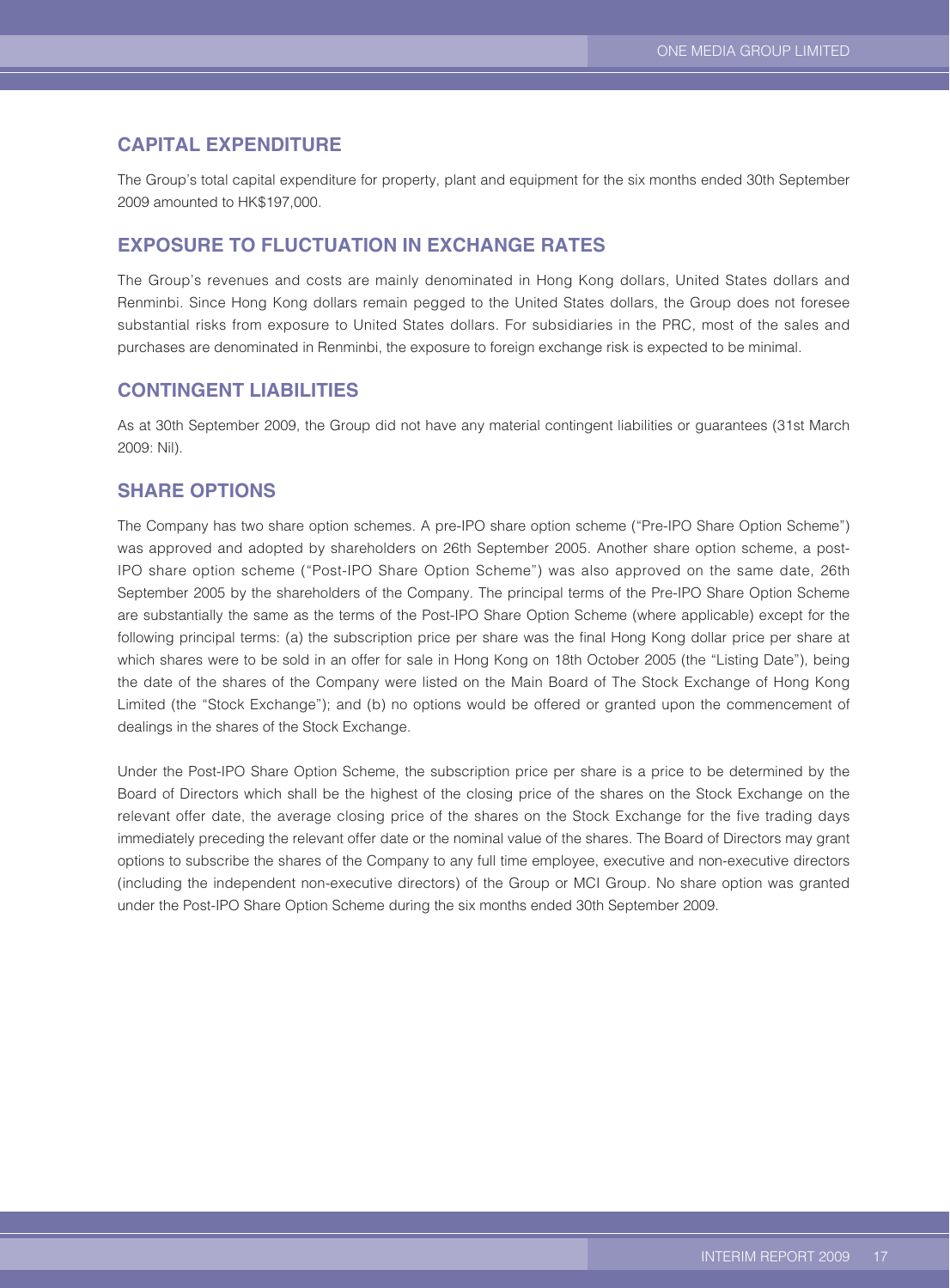## CAPITAL EXPENDITURE

The Group's total capital expenditure for property, plant and equipment for the six months ended 30th September 2009 amounted to HK$197,000.

## EXPOSURE TO FLUCTUATION IN EXCHANGE RATES

The Group's revenues and costs are mainly denominated in Hong Kong dollars, United States dollars and Renminbi. Since Hong Kong dollars remain pegged to the United States dollars, the Group does not foresee substantial risks from exposure to United States dollars. For subsidiaries in the PRC, most of the sales and purchases are denominated in Renminbi, the exposure to foreign exchange risk is expected to be minimal.

## CONTINGENT LIABILITIES

As at 30th September 2009, the Group did not have any material contingent liabilities or guarantees (31st March 2009: Nil).

## SHARE OPTIONS

The Company has two share option schemes. A pre-IPO share option scheme ("Pre-IPO Share Option Scheme") was approved and adopted by shareholders on 26th September 2005. Another share option scheme, a post-IPO share option scheme ("Post-IPO Share Option Scheme") was also approved on the same date, 26th September 2005 by the shareholders of the Company. The principal terms of the Pre-IPO Share Option Scheme are substantially the same as the terms of the Post-IPO Share Option Scheme (where applicable) except for the following principal terms: (a) the subscription price per share was the final Hong Kong dollar price per share at which shares were to be sold in an offer for sale in Hong Kong on 18th October 2005 (the "Listing Date"), being the date of the shares of the Company were listed on the Main Board of The Stock Exchange of Hong Kong Limited (the "Stock Exchange"); and (b) no options would be offered or granted upon the commencement of dealings in the shares of the Stock Exchange.

Under the Post-IPO Share Option Scheme, the subscription price per share is a price to be determined by the Board of Directors which shall be the highest of the closing price of the shares on the Stock Exchange on the relevant offer date, the average closing price of the shares on the Stock Exchange for the five trading days immediately preceding the relevant offer date or the nominal value of the shares. The Board of Directors may grant options to subscribe the shares of the Company to any full time employee, executive and non-executive directors (including the independent non-executive directors) of the Group or MCI Group. No share option was granted under the Post-IPO Share Option Scheme during the six months ended 30th September 2009.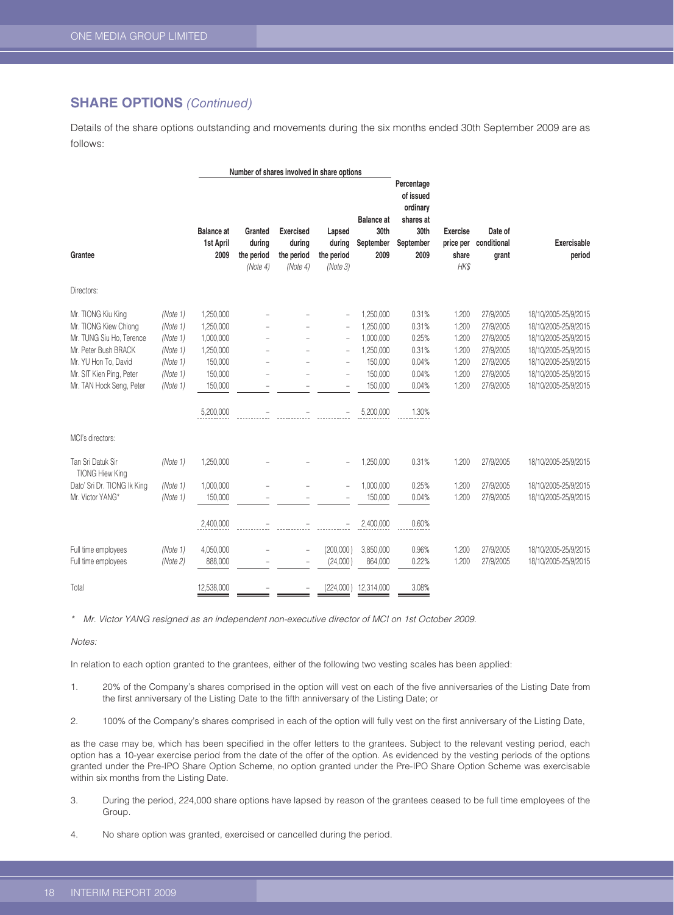## SHARE OPTIONS *(Continued)*

Details of the share options outstanding and movements during the six months ended 30th September 2009 are as follows:

| Grantee | | Number of shares involved in share options | | | | | Percentage of issued ordinary shares at 30th September 2009 | Exercise price per share | Date of conditional grant | Exercisable period |
|---|---|---|---|---|---|---|---|---|---|---|
| | | Balance at 1st April 2009 | Granted during the period *(Note 4)* | Exercised during the period *(Note 4)* | Lapsed during the period *(Note 3)* | Balance at 30th September 2009 | | HK$ | | |
| Directors: | | | | | | | | | | |
| Mr. TIONG Kiu King | *(Note 1)* | 1,250,000 | – | – | – | 1,250,000 | 0.31% | 1.200 | 27/9/2005 | 18/10/2005-25/9/2015 |
| Mr. TIONG Kiew Chiong | *(Note 1)* | 1,250,000 | – | – | – | 1,250,000 | 0.31% | 1.200 | 27/9/2005 | 18/10/2005-25/9/2015 |
| Mr. TUNG Siu Ho, Terence | *(Note 1)* | 1,000,000 | – | – | – | 1,000,000 | 0.25% | 1.200 | 27/9/2005 | 18/10/2005-25/9/2015 |
| Mr. Peter Bush BRACK | *(Note 1)* | 1,250,000 | – | – | – | 1,250,000 | 0.31% | 1.200 | 27/9/2005 | 18/10/2005-25/9/2015 |
| Mr. YU Hon To, David | *(Note 1)* | 150,000 | – | – | – | 150,000 | 0.04% | 1.200 | 27/9/2005 | 18/10/2005-25/9/2015 |
| Mr. SIT Kien Ping, Peter | *(Note 1)* | 150,000 | – | – | – | 150,000 | 0.04% | 1.200 | 27/9/2005 | 18/10/2005-25/9/2015 |
| Mr. TAN Hock Seng, Peter | *(Note 1)* | 150,000 | – | – | – | 150,000 | 0.04% | 1.200 | 27/9/2005 | 18/10/2005-25/9/2015 |
| | | 5,200,000 | – | – | – | 5,200,000 | 1.30% | | | |
| MCI's directors: | | | | | | | | | | |
| Tan Sri Datuk Sir TIONG Hiew King | *(Note 1)* | 1,250,000 | – | – | – | 1,250,000 | 0.31% | 1.200 | 27/9/2005 | 18/10/2005-25/9/2015 |
| Dato' Sri Dr. TIONG Ik King | *(Note 1)* | 1,000,000 | – | – | – | 1,000,000 | 0.25% | 1.200 | 27/9/2005 | 18/10/2005-25/9/2015 |
| Mr. Victor YANG* | *(Note 1)* | 150,000 | – | – | – | 150,000 | 0.04% | 1.200 | 27/9/2005 | 18/10/2005-25/9/2015 |
| | | 2,400,000 | – | – | – | 2,400,000 | 0.60% | | | |
| Full time employees | *(Note 1)* | 4,050,000 | – | – | (200,000) | 3,850,000 | 0.96% | 1.200 | 27/9/2005 | 18/10/2005-25/9/2015 |
| Full time employees | *(Note 2)* | 888,000 | – | – | (24,000) | 864,000 | 0.22% | 1.200 | 27/9/2005 | 18/10/2005-25/9/2015 |
| Total | | 12,538,000 | – | – | (224,000) | 12,314,000 | 3.08% | | | |

\* *Mr. Victor YANG resigned as an independent non-executive director of MCI on 1st October 2009.*

*Notes:*

In relation to each option granted to the grantees, either of the following two vesting scales has been applied:

1. 20% of the Company's shares comprised in the option will vest on each of the five anniversaries of the Listing Date from the first anniversary of the Listing Date to the fifth anniversary of the Listing Date; or

2. 100% of the Company's shares comprised in each of the option will fully vest on the first anniversary of the Listing Date,

as the case may be, which has been specified in the offer letters to the grantees. Subject to the relevant vesting period, each option has a 10-year exercise period from the date of the offer of the option. As evidenced by the vesting periods of the options granted under the Pre-IPO Share Option Scheme, no option granted under the Pre-IPO Share Option Scheme was exercisable within six months from the Listing Date.

3. During the period, 224,000 share options have lapsed by reason of the grantees ceased to be full time employees of the Group.

4. No share option was granted, exercised or cancelled during the period.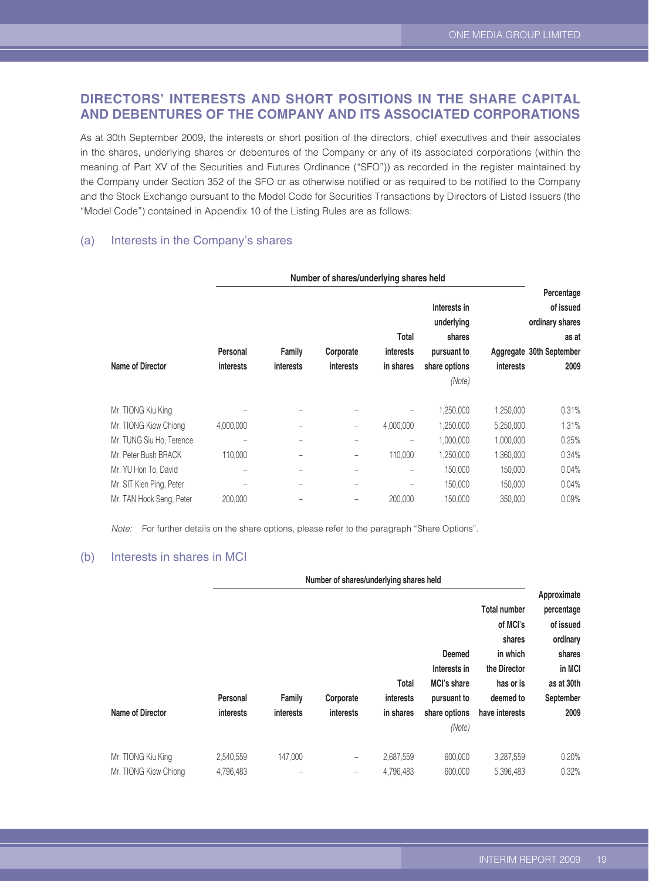## DIRECTORS' INTERESTS AND SHORT POSITIONS IN THE SHARE CAPITAL AND DEBENTURES OF THE COMPANY AND ITS ASSOCIATED CORPORATIONS

As at 30th September 2009, the interests or short position of the directors, chief executives and their associates in the shares, underlying shares or debentures of the Company or any of its associated corporations (within the meaning of Part XV of the Securities and Futures Ordinance ("SFO")) as recorded in the register maintained by the Company under Section 352 of the SFO or as otherwise notified or as required to be notified to the Company and the Stock Exchange pursuant to the Model Code for Securities Transactions by Directors of Listed Issuers (the "Model Code") contained in Appendix 10 of the Listing Rules are as follows:

### (a) Interests in the Company's shares

| | Number of shares/underlying shares held | | | | | | |
|---|---|---|---|---|---|---|---|
| Name of Director | Personal interests | Family interests | Corporate interests | Total interests in shares | Interests in underlying shares pursuant to share options *(Note)* | Aggregate interests | Percentage of issued ordinary shares as at 30th September 2009 |
| Mr. TIONG Kiu King | – | – | – | – | 1,250,000 | 1,250,000 | 0.31% |
| Mr. TIONG Kiew Chiong | 4,000,000 | – | – | 4,000,000 | 1,250,000 | 5,250,000 | 1.31% |
| Mr. TUNG Siu Ho, Terence | – | – | – | – | 1,000,000 | 1,000,000 | 0.25% |
| Mr. Peter Bush BRACK | 110,000 | – | – | 110,000 | 1,250,000 | 1,360,000 | 0.34% |
| Mr. YU Hon To, David | – | – | – | – | 150,000 | 150,000 | 0.04% |
| Mr. SIT Kien Ping, Peter | – | – | – | – | 150,000 | 150,000 | 0.04% |
| Mr. TAN Hock Seng, Peter | 200,000 | – | – | 200,000 | 150,000 | 350,000 | 0.09% |

*Note:* For further details on the share options, please refer to the paragraph "Share Options".

### (b) Interests in shares in MCI

| | Number of shares/underlying shares held | | | | | | |
|---|---|---|---|---|---|---|---|
| Name of Director | Personal interests | Family interests | Corporate interests | Total interests in shares | Deemed Interests in MCI's share pursuant to share options *(Note)* | Total number of MCI's shares in which the Director has or is deemed to have interests | Approximate percentage of issued ordinary shares in MCI as at 30th September 2009 |
| Mr. TIONG Kiu King | 2,540,559 | 147,000 | – | 2,687,559 | 600,000 | 3,287,559 | 0.20% |
| Mr. TIONG Kiew Chiong | 4,796,483 | – | – | 4,796,483 | 600,000 | 5,396,483 | 0.32% |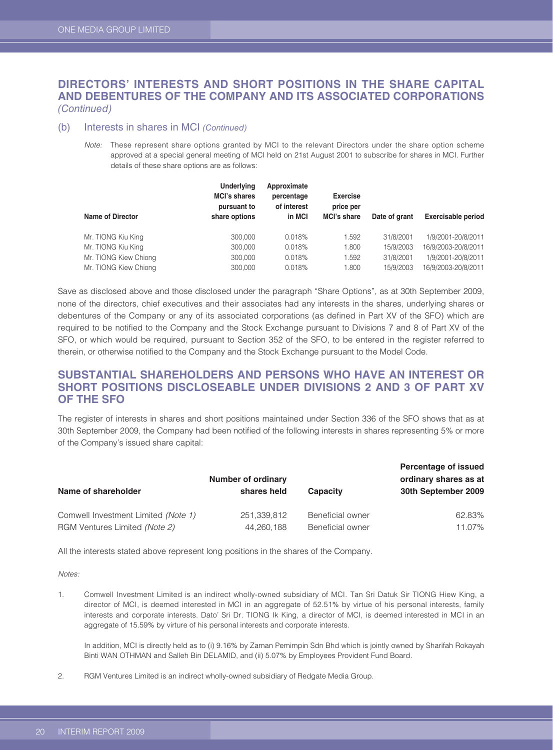## DIRECTORS' INTERESTS AND SHORT POSITIONS IN THE SHARE CAPITAL AND DEBENTURES OF THE COMPANY AND ITS ASSOCIATED CORPORATIONS *(Continued)*

### (b) Interests in shares in MCI *(Continued)*

*Note:* These represent share options granted by MCI to the relevant Directors under the share option scheme approved at a special general meeting of MCI held on 21st August 2001 to subscribe for shares in MCI. Further details of these share options are as follows:

| Name of Director | Underlying MCI's shares pursuant to share options | Approximate percentage of interest in MCI | Exercise price per MCI's share | Date of grant | Exercisable period |
|---|---|---|---|---|---|
| Mr. TIONG Kiu King | 300,000 | 0.018% | 1.592 | 31/8/2001 | 1/9/2001-20/8/2011 |
| Mr. TIONG Kiu King | 300,000 | 0.018% | 1.800 | 15/9/2003 | 16/9/2003-20/8/2011 |
| Mr. TIONG Kiew Chiong | 300,000 | 0.018% | 1.592 | 31/8/2001 | 1/9/2001-20/8/2011 |
| Mr. TIONG Kiew Chiong | 300,000 | 0.018% | 1.800 | 15/9/2003 | 16/9/2003-20/8/2011 |

Save as disclosed above and those disclosed under the paragraph "Share Options", as at 30th September 2009, none of the directors, chief executives and their associates had any interests in the shares, underlying shares or debentures of the Company or any of its associated corporations (as defined in Part XV of the SFO) which are required to be notified to the Company and the Stock Exchange pursuant to Divisions 7 and 8 of Part XV of the SFO, or which would be required, pursuant to Section 352 of the SFO, to be entered in the register referred to therein, or otherwise notified to the Company and the Stock Exchange pursuant to the Model Code.

## SUBSTANTIAL SHAREHOLDERS AND PERSONS WHO HAVE AN INTEREST OR SHORT POSITIONS DISCLOSEABLE UNDER DIVISIONS 2 AND 3 OF PART XV OF THE SFO

The register of interests in shares and short positions maintained under Section 336 of the SFO shows that as at 30th September 2009, the Company had been notified of the following interests in shares representing 5% or more of the Company's issued share capital:

| Name of shareholder | Number of ordinary shares held | Capacity | Percentage of issued ordinary shares as at 30th September 2009 |
|---|---|---|---|
| Comwell Investment Limited *(Note 1)* | 251,339,812 | Beneficial owner | 62.83% |
| RGM Ventures Limited *(Note 2)* | 44,260,188 | Beneficial owner | 11.07% |

All the interests stated above represent long positions in the shares of the Company.

*Notes:*

1. Comwell Investment Limited is an indirect wholly-owned subsidiary of MCI. Tan Sri Datuk Sir TIONG Hiew King, a director of MCI, is deemed interested in MCI in an aggregate of 52.51% by virtue of his personal interests, family interests and corporate interests. Dato' Sri Dr. TIONG Ik King, a director of MCI, is deemed interested in MCI in an aggregate of 15.59% by virture of his personal interests and corporate interests.

   In addition, MCI is directly held as to (i) 9.16% by Zaman Pemimpin Sdn Bhd which is jointly owned by Sharifah Rokayah Binti WAN OTHMAN and Salleh Bin DELAMID, and (ii) 5.07% by Employees Provident Fund Board.

2. RGM Ventures Limited is an indirect wholly-owned subsidiary of Redgate Media Group.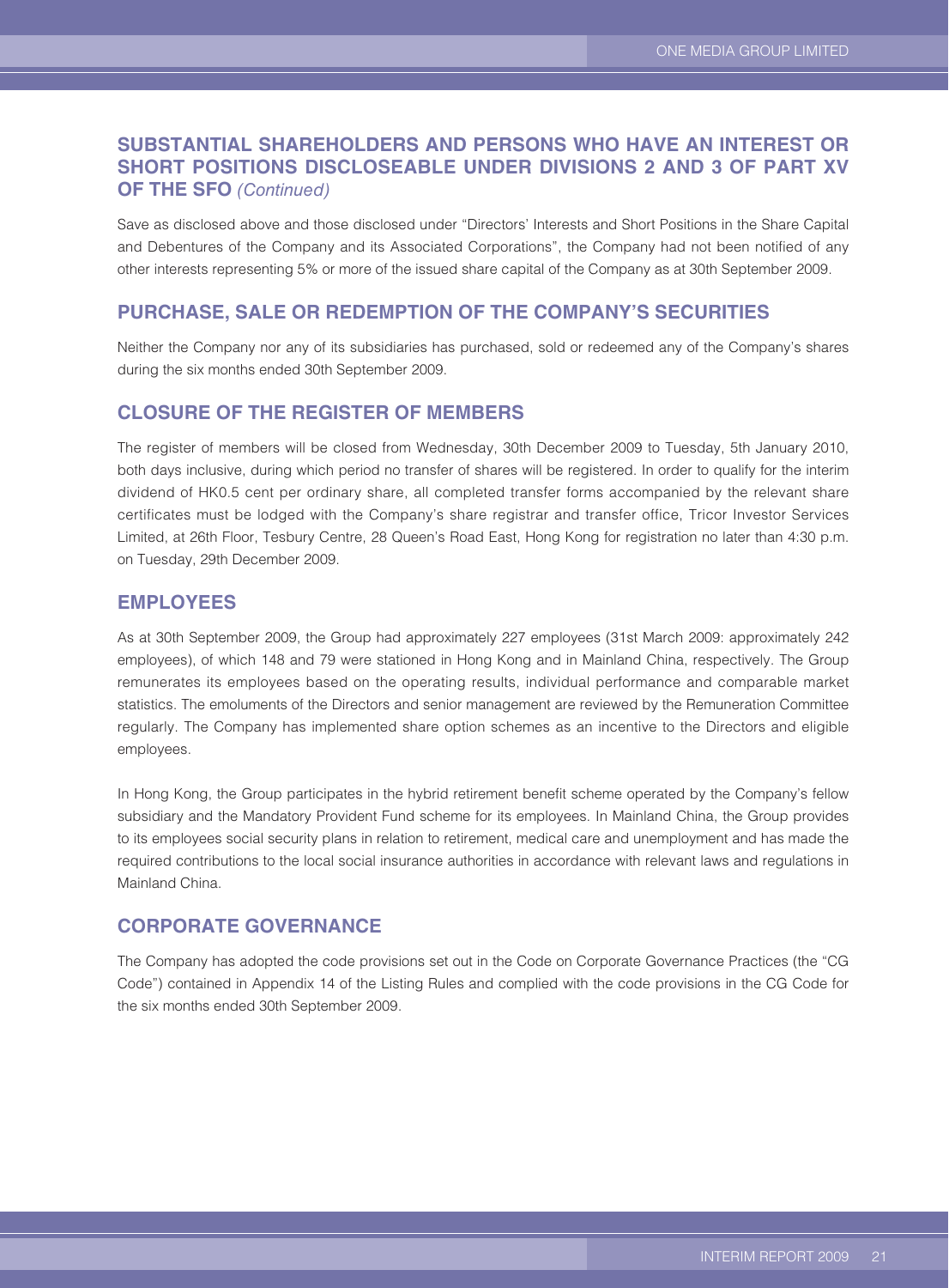## SUBSTANTIAL SHAREHOLDERS AND PERSONS WHO HAVE AN INTEREST OR SHORT POSITIONS DISCLOSEABLE UNDER DIVISIONS 2 AND 3 OF PART XV OF THE SFO *(Continued)*

Save as disclosed above and those disclosed under "Directors' Interests and Short Positions in the Share Capital and Debentures of the Company and its Associated Corporations", the Company had not been notified of any other interests representing 5% or more of the issued share capital of the Company as at 30th September 2009.

## PURCHASE, SALE OR REDEMPTION OF THE COMPANY'S SECURITIES

Neither the Company nor any of its subsidiaries has purchased, sold or redeemed any of the Company's shares during the six months ended 30th September 2009.

## CLOSURE OF THE REGISTER OF MEMBERS

The register of members will be closed from Wednesday, 30th December 2009 to Tuesday, 5th January 2010, both days inclusive, during which period no transfer of shares will be registered. In order to qualify for the interim dividend of HK0.5 cent per ordinary share, all completed transfer forms accompanied by the relevant share certificates must be lodged with the Company's share registrar and transfer office, Tricor Investor Services Limited, at 26th Floor, Tesbury Centre, 28 Queen's Road East, Hong Kong for registration no later than 4:30 p.m. on Tuesday, 29th December 2009.

## EMPLOYEES

As at 30th September 2009, the Group had approximately 227 employees (31st March 2009: approximately 242 employees), of which 148 and 79 were stationed in Hong Kong and in Mainland China, respectively. The Group remunerates its employees based on the operating results, individual performance and comparable market statistics. The emoluments of the Directors and senior management are reviewed by the Remuneration Committee regularly. The Company has implemented share option schemes as an incentive to the Directors and eligible employees.

In Hong Kong, the Group participates in the hybrid retirement benefit scheme operated by the Company's fellow subsidiary and the Mandatory Provident Fund scheme for its employees. In Mainland China, the Group provides to its employees social security plans in relation to retirement, medical care and unemployment and has made the required contributions to the local social insurance authorities in accordance with relevant laws and regulations in Mainland China.

## CORPORATE GOVERNANCE

The Company has adopted the code provisions set out in the Code on Corporate Governance Practices (the "CG Code") contained in Appendix 14 of the Listing Rules and complied with the code provisions in the CG Code for the six months ended 30th September 2009.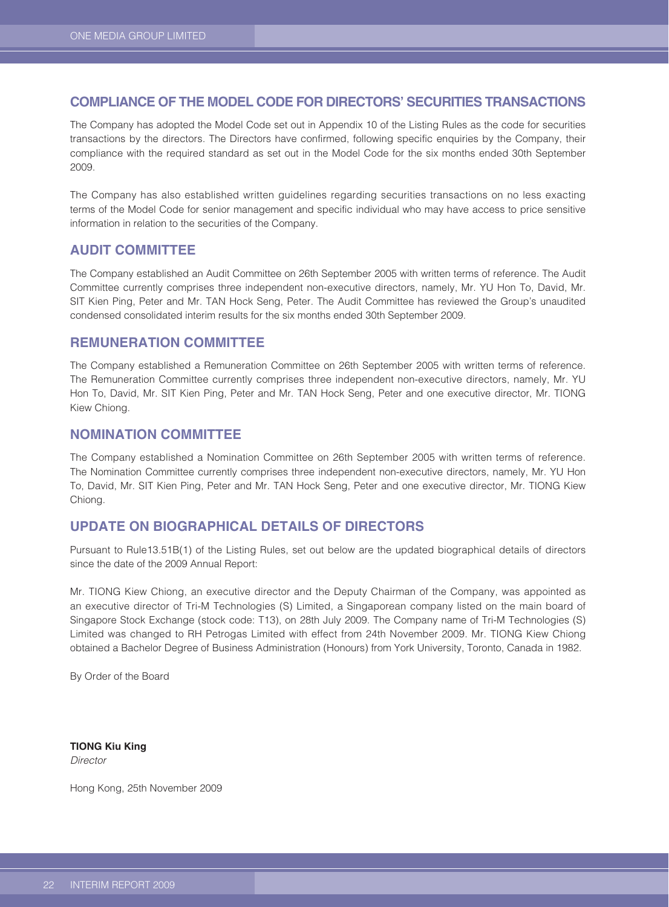## COMPLIANCE OF THE MODEL CODE FOR DIRECTORS' SECURITIES TRANSACTIONS

The Company has adopted the Model Code set out in Appendix 10 of the Listing Rules as the code for securities transactions by the directors. The Directors have confirmed, following specific enquiries by the Company, their compliance with the required standard as set out in the Model Code for the six months ended 30th September 2009.

The Company has also established written guidelines regarding securities transactions on no less exacting terms of the Model Code for senior management and specific individual who may have access to price sensitive information in relation to the securities of the Company.

## AUDIT COMMITTEE

The Company established an Audit Committee on 26th September 2005 with written terms of reference. The Audit Committee currently comprises three independent non-executive directors, namely, Mr. YU Hon To, David, Mr. SIT Kien Ping, Peter and Mr. TAN Hock Seng, Peter. The Audit Committee has reviewed the Group's unaudited condensed consolidated interim results for the six months ended 30th September 2009.

## REMUNERATION COMMITTEE

The Company established a Remuneration Committee on 26th September 2005 with written terms of reference. The Remuneration Committee currently comprises three independent non-executive directors, namely, Mr. YU Hon To, David, Mr. SIT Kien Ping, Peter and Mr. TAN Hock Seng, Peter and one executive director, Mr. TIONG Kiew Chiong.

## NOMINATION COMMITTEE

The Company established a Nomination Committee on 26th September 2005 with written terms of reference. The Nomination Committee currently comprises three independent non-executive directors, namely, Mr. YU Hon To, David, Mr. SIT Kien Ping, Peter and Mr. TAN Hock Seng, Peter and one executive director, Mr. TIONG Kiew Chiong.

## UPDATE ON BIOGRAPHICAL DETAILS OF DIRECTORS

Pursuant to Rule13.51B(1) of the Listing Rules, set out below are the updated biographical details of directors since the date of the 2009 Annual Report:

Mr. TIONG Kiew Chiong, an executive director and the Deputy Chairman of the Company, was appointed as an executive director of Tri-M Technologies (S) Limited, a Singaporean company listed on the main board of Singapore Stock Exchange (stock code: T13), on 28th July 2009. The Company name of Tri-M Technologies (S) Limited was changed to RH Petrogas Limited with effect from 24th November 2009. Mr. TIONG Kiew Chiong obtained a Bachelor Degree of Business Administration (Honours) from York University, Toronto, Canada in 1982.

By Order of the Board

**TIONG Kiu King**
*Director*

Hong Kong, 25th November 2009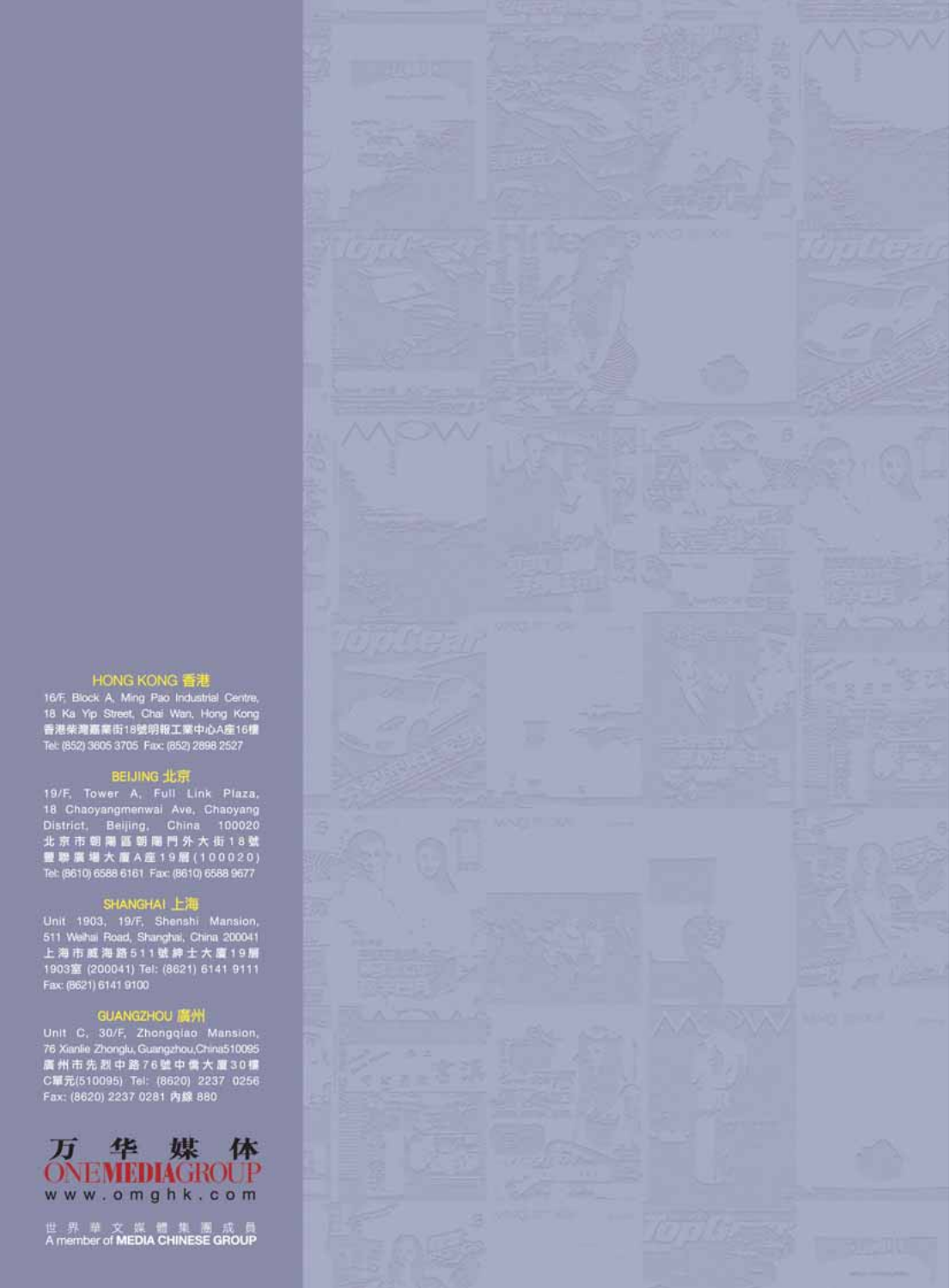## HONG KONG 香港

16/F, Block A, Ming Pao Industrial Centre, 18 Ka Yip Street, Chai Wan, Hong Kong
香港柴灣嘉業街18號明報工業中心A座16樓
Tel: (852) 3605 3705 Fax: (852) 2898 2527

## BEIJING 北京

19/F, Tower A, Full Link Plaza, 18 Chaoyangmenwai Ave, Chaoyang District, Beijing, China 100020
北京市朝陽區朝陽門外大街18號豐聯廣場大廈A座19層(100020)
Tel: (8610) 6588 6161 Fax: (8610) 6588 9677

## SHANGHAI 上海

Unit 1903, 19/F, Shenshi Mansion, 511 Weihai Road, Shanghai, China 200041
上海市威海路511號紳士大廈19層1903室 (200041) Tel: (8621) 6141 9111
Fax: (8621) 6141 9100

## GUANGZHOU 廣州

Unit C, 30/F, Zhongqiao Mansion, 76 Xianlie Zhonglu, Guangzhou,China510095
廣州市先烈中路76號中僑大廈30樓C單元(510095) Tel: (8620) 2237 0256
Fax: (8620) 2237 0281 內線 880

万华媒体
ONE MEDIA GROUP
www.omghk.com

世界華文媒體集團成員
A member of MEDIA CHINESE GROUP